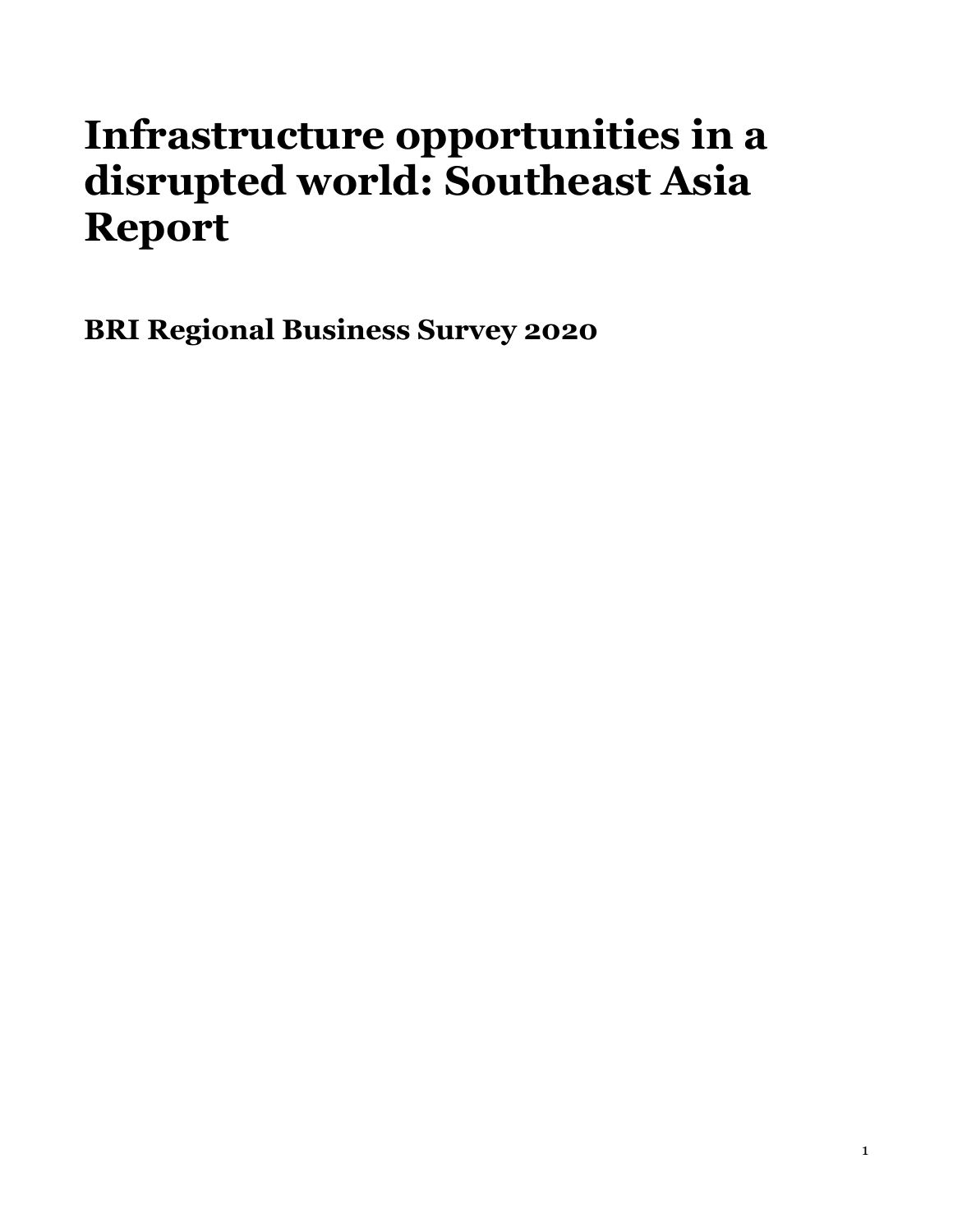# Infrastructure opportunities in a disrupted world: Southeast Asia Report

## BRI Regional Business Survey 2020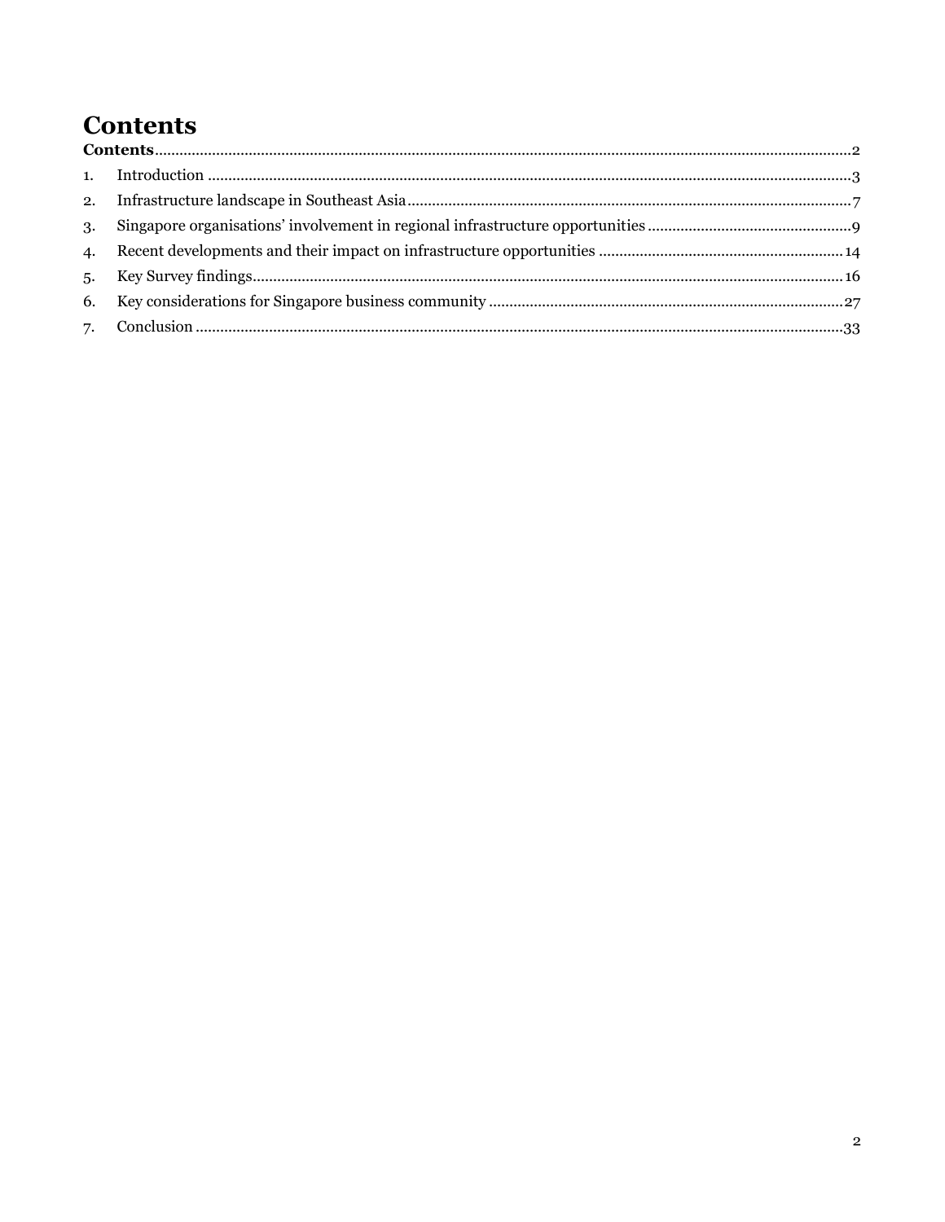# Contents

**Contents** ..... 2

1. Introduction ..... 3
2. Infrastructure landscape in Southeast Asia ..... 7
3. Singapore organisations' involvement in regional infrastructure opportunities ..... 9
4. Recent developments and their impact on infrastructure opportunities ..... 14
5. Key Survey findings ..... 16
6. Key considerations for Singapore business community ..... 27
7. Conclusion ..... 33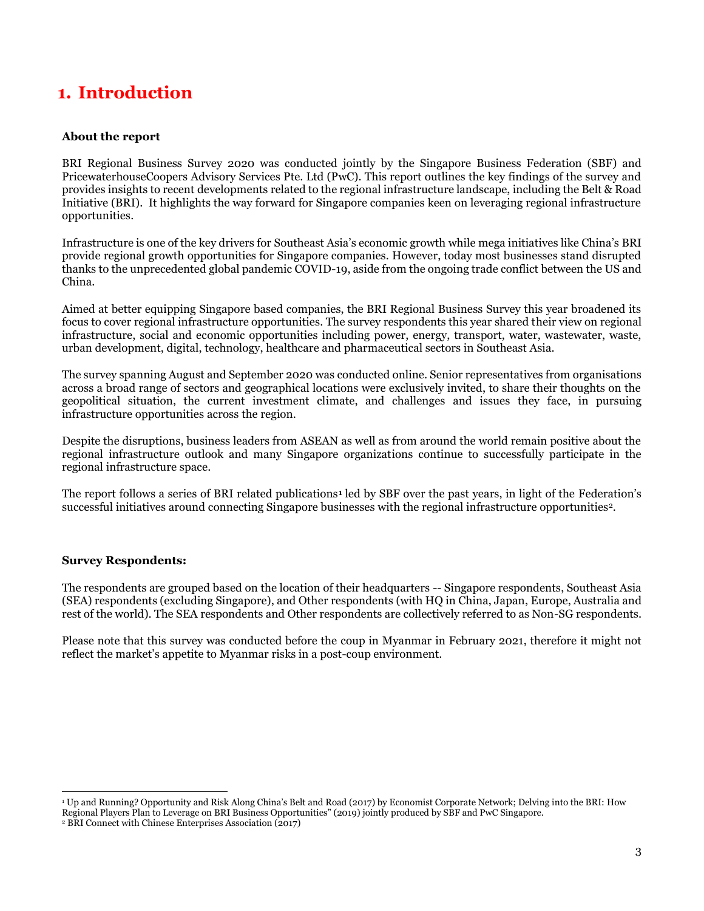# 1. Introduction

**About the report**

BRI Regional Business Survey 2020 was conducted jointly by the Singapore Business Federation (SBF) and PricewaterhouseCoopers Advisory Services Pte. Ltd (PwC). This report outlines the key findings of the survey and provides insights to recent developments related to the regional infrastructure landscape, including the Belt & Road Initiative (BRI). It highlights the way forward for Singapore companies keen on leveraging regional infrastructure opportunities.

Infrastructure is one of the key drivers for Southeast Asia's economic growth while mega initiatives like China's BRI provide regional growth opportunities for Singapore companies. However, today most businesses stand disrupted thanks to the unprecedented global pandemic COVID-19, aside from the ongoing trade conflict between the US and China.

Aimed at better equipping Singapore based companies, the BRI Regional Business Survey this year broadened its focus to cover regional infrastructure opportunities. The survey respondents this year shared their view on regional infrastructure, social and economic opportunities including power, energy, transport, water, wastewater, waste, urban development, digital, technology, healthcare and pharmaceutical sectors in Southeast Asia.

The survey spanning August and September 2020 was conducted online. Senior representatives from organisations across a broad range of sectors and geographical locations were exclusively invited, to share their thoughts on the geopolitical situation, the current investment climate, and challenges and issues they face, in pursuing infrastructure opportunities across the region.

Despite the disruptions, business leaders from ASEAN as well as from around the world remain positive about the regional infrastructure outlook and many Singapore organizations continue to successfully participate in the regional infrastructure space.

The report follows a series of BRI related publications[1] led by SBF over the past years, in light of the Federation's successful initiatives around connecting Singapore businesses with the regional infrastructure opportunities[2].

**Survey Respondents:**

The respondents are grouped based on the location of their headquarters -- Singapore respondents, Southeast Asia (SEA) respondents (excluding Singapore), and Other respondents (with HQ in China, Japan, Europe, Australia and rest of the world). The SEA respondents and Other respondents are collectively referred to as Non-SG respondents.

Please note that this survey was conducted before the coup in Myanmar in February 2021, therefore it might not reflect the market's appetite to Myanmar risks in a post-coup environment.

---

[1] Up and Running? Opportunity and Risk Along China's Belt and Road (2017) by Economist Corporate Network; Delving into the BRI: How Regional Players Plan to Leverage on BRI Business Opportunities" (2019) jointly produced by SBF and PwC Singapore.

[2] BRI Connect with Chinese Enterprises Association (2017)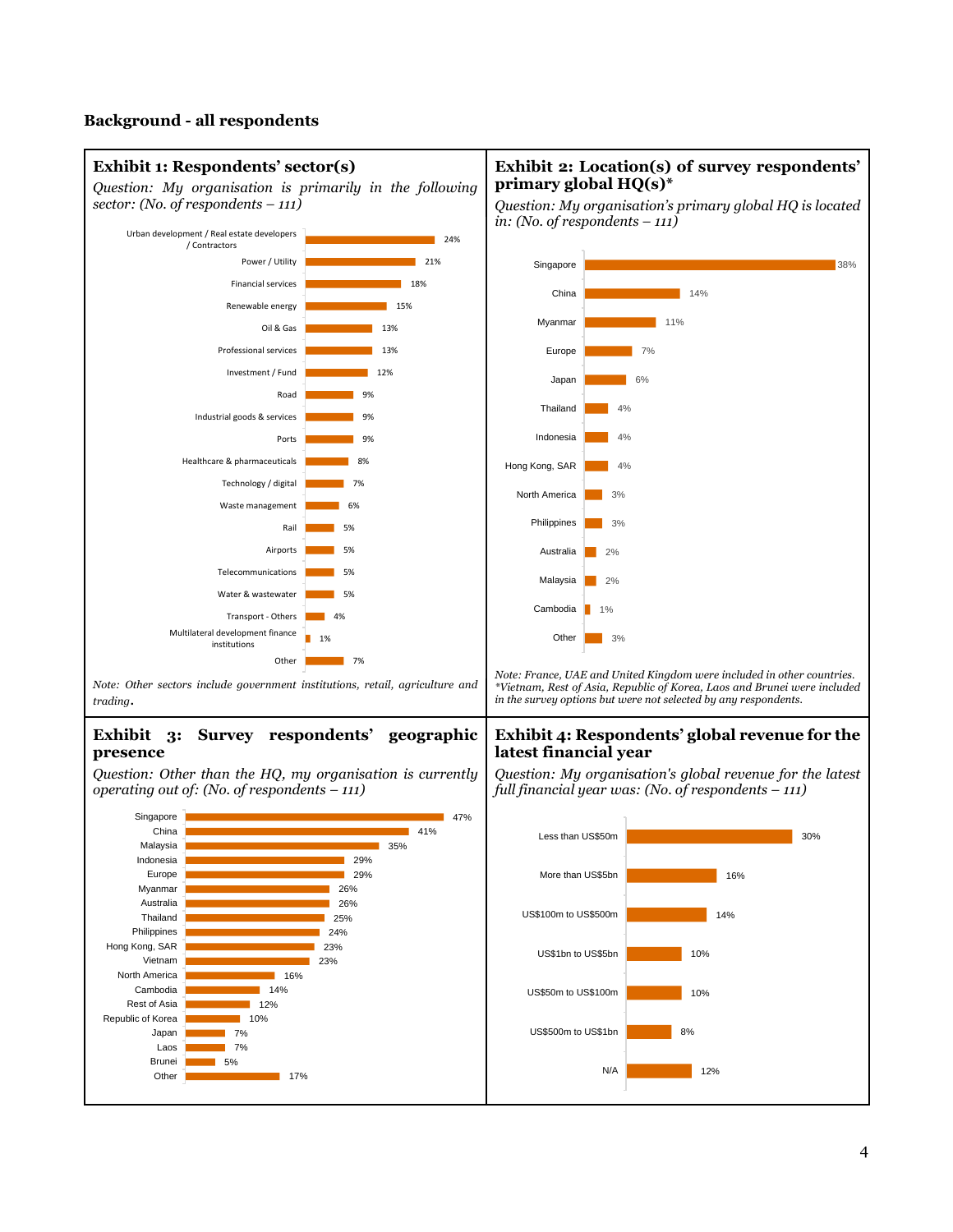## Background - all respondents

### Exhibit 1: Respondents' sector(s)

*Question: My organisation is primarily in the following sector: (No. of respondents – 111)*

| Sector | % |
|---|---|
| Urban development / Real estate developers / Contractors | 24% |
| Power / Utility | 21% |
| Financial services | 18% |
| Renewable energy | 15% |
| Oil & Gas | 13% |
| Professional services | 13% |
| Investment / Fund | 12% |
| Road | 9% |
| Industrial goods & services | 9% |
| Ports | 9% |
| Healthcare & pharmaceuticals | 8% |
| Technology / digital | 7% |
| Waste management | 6% |
| Rail | 5% |
| Airports | 5% |
| Telecommunications | 5% |
| Water & wastewater | 5% |
| Transport - Others | 4% |
| Multilateral development finance institutions | 1% |
| Other | 7% |

*Note: Other sectors include government institutions, retail, agriculture and trading.*

### Exhibit 2: Location(s) of survey respondents' primary global HQ(s)*

*Question: My organisation's primary global HQ is located in: (No. of respondents – 111)*

| Location | % |
|---|---|
| Singapore | 38% |
| China | 14% |
| Myanmar | 11% |
| Europe | 7% |
| Japan | 6% |
| Thailand | 4% |
| Indonesia | 4% |
| Hong Kong, SAR | 4% |
| North America | 3% |
| Philippines | 3% |
| Australia | 2% |
| Malaysia | 2% |
| Cambodia | 1% |
| Other | 3% |

*Note: France, UAE and United Kingdom were included in other countries.*
*\*Vietnam, Rest of Asia, Republic of Korea, Laos and Brunei were included in the survey options but were not selected by any respondents.*

### Exhibit 3: Survey respondents' geographic presence

*Question: Other than the HQ, my organisation is currently operating out of: (No. of respondents – 111)*

| Location | % |
|---|---|
| Singapore | 47% |
| China | 41% |
| Malaysia | 35% |
| Indonesia | 29% |
| Europe | 29% |
| Myanmar | 26% |
| Australia | 26% |
| Thailand | 25% |
| Philippines | 24% |
| Hong Kong, SAR | 23% |
| Vietnam | 23% |
| North America | 16% |
| Cambodia | 14% |
| Rest of Asia | 12% |
| Republic of Korea | 10% |
| Japan | 7% |
| Laos | 7% |
| Brunei | 5% |
| Other | 17% |

### Exhibit 4: Respondents' global revenue for the latest financial year

*Question: My organisation's global revenue for the latest full financial year was: (No. of respondents – 111)*

| Revenue | % |
|---|---|
| Less than US$50m | 30% |
| More than US$5bn | 16% |
| US$100m to US$500m | 14% |
| US$1bn to US$5bn | 10% |
| US$50m to US$100m | 10% |
| US$500m to US$1bn | 8% |
| N/A | 12% |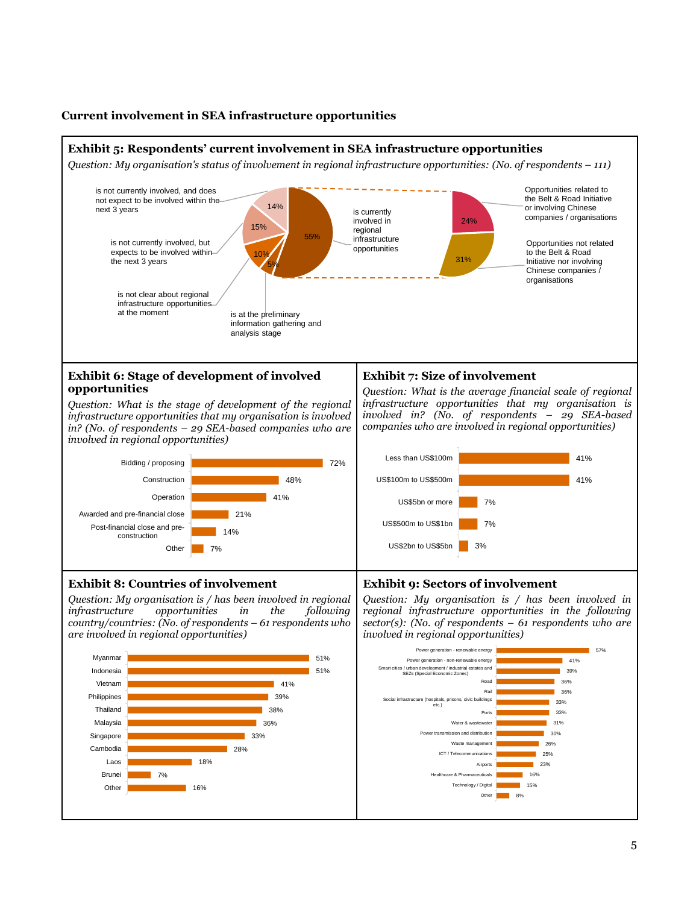## Current involvement in SEA infrastructure opportunities

### Exhibit 5: Respondents' current involvement in SEA infrastructure opportunities

*Question: My organisation's status of involvement in regional infrastructure opportunities: (No. of respondents – 111)*

| Status | % |
|---|---|
| is currently involved in regional infrastructure opportunities | 55% |
| is not currently involved, but expects to be involved within the next 3 years | 15% |
| is not currently involved, and does not expect to be involved within the next 3 years | 14% |
| is not clear about regional infrastructure opportunities at the moment | 10% |
| is at the preliminary information gathering and analysis stage | 5% |

Breakdown of "is currently involved in regional infrastructure opportunities":

| Type | % |
|---|---|
| Opportunities related to the Belt & Road Initiative or involving Chinese companies / organisations | 24% |
| Opportunities not related to the Belt & Road Initiative nor involving Chinese companies / organisations | 31% |

### Exhibit 6: Stage of development of involved opportunities

*Question: What is the stage of development of the regional infrastructure opportunities that my organisation is involved in? (No. of respondents – 29 SEA-based companies who are involved in regional opportunities)*

| Stage | % |
|---|---|
| Bidding / proposing | 72% |
| Construction | 48% |
| Operation | 41% |
| Awarded and pre-financial close | 21% |
| Post-financial close and pre-construction | 14% |
| Other | 7% |

### Exhibit 7: Size of involvement

*Question: What is the average financial scale of regional infrastructure opportunities that my organisation is involved in? (No. of respondents – 29 SEA-based companies who are involved in regional opportunities)*

| Size | % |
|---|---|
| Less than US$100m | 41% |
| US$100m to US$500m | 41% |
| US$5bn or more | 7% |
| US$500m to US$1bn | 7% |
| US$2bn to US$5bn | 3% |

### Exhibit 8: Countries of involvement

*Question: My organisation is / has been involved in regional infrastructure opportunities in the following country/countries: (No. of respondents – 61 respondents who are involved in regional opportunities)*

| Country | % |
|---|---|
| Myanmar | 51% |
| Indonesia | 51% |
| Vietnam | 41% |
| Philippines | 39% |
| Thailand | 38% |
| Malaysia | 36% |
| Singapore | 33% |
| Cambodia | 28% |
| Laos | 18% |
| Brunei | 7% |
| Other | 16% |

### Exhibit 9: Sectors of involvement

*Question: My organisation is / has been involved in regional infrastructure opportunities in the following sector(s): (No. of respondents – 61 respondents who are involved in regional opportunities)*

| Sector | % |
|---|---|
| Power generation - renewable energy | 57% |
| Power generation - non-renewable energy | 41% |
| Smart cities / urban development / industrial estates and SEZs (Special Economic Zones) | 39% |
| Road | 36% |
| Rail | 36% |
| Social infrastructure (hospitals, prisons, civic buildings etc.) | 33% |
| Ports | 33% |
| Water & wastewater | 31% |
| Power transmission and distribution | 30% |
| Waste management | 26% |
| ICT / Telecommunications | 25% |
| Airports | 23% |
| Healthcare & Pharmaceuticals | 16% |
| Technology / Digital | 15% |
| Other | 8% |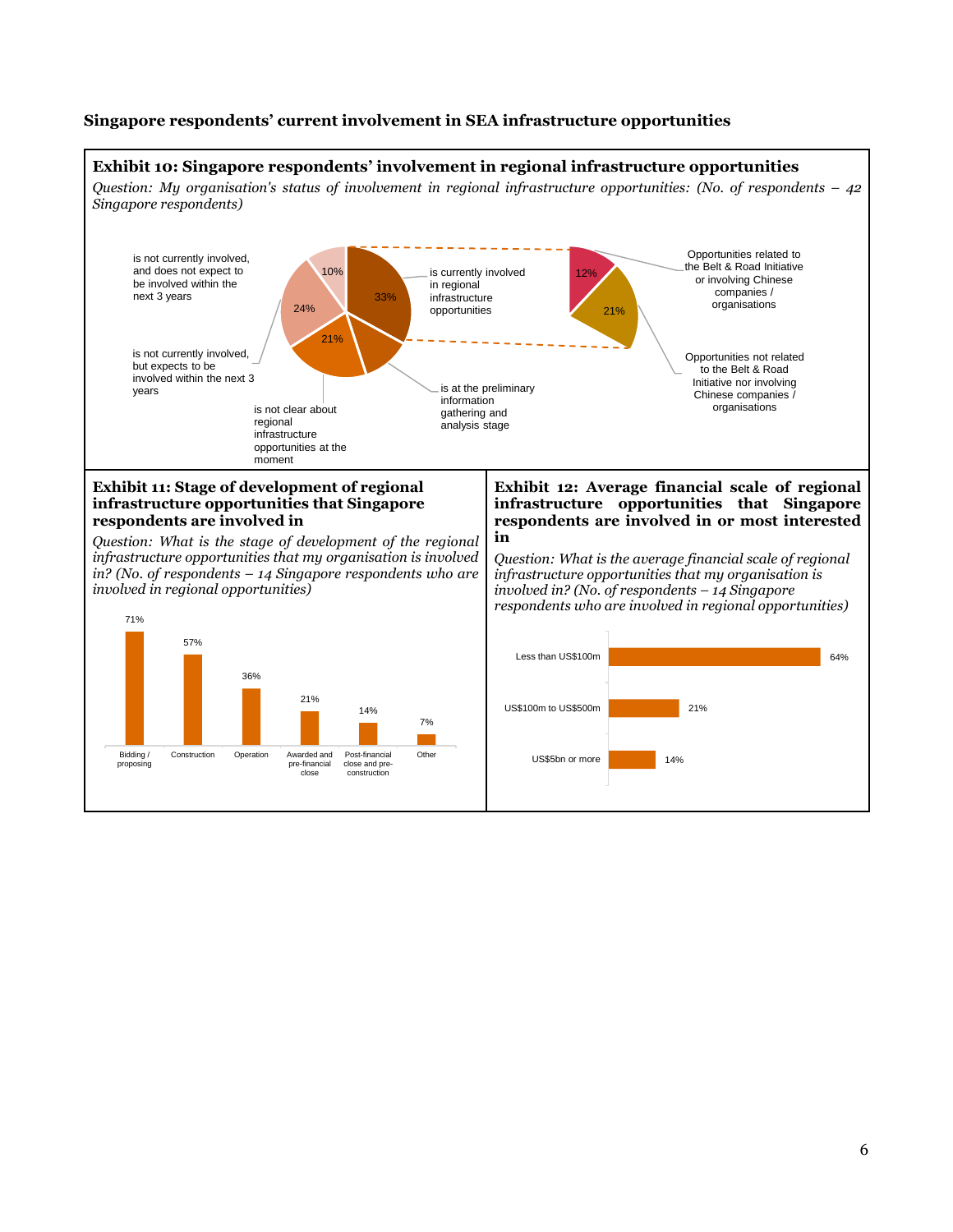**Singapore respondents' current involvement in SEA infrastructure opportunities**

**Exhibit 10: Singapore respondents' involvement in regional infrastructure opportunities**

*Question: My organisation's status of involvement in regional infrastructure opportunities: (No. of respondents – 42 Singapore respondents)*

| Status | % |
| --- | --- |
| is currently involved in regional infrastructure opportunities | 33% |
| is at the preliminary information gathering and analysis stage | |
| is not clear about regional infrastructure opportunities at the moment | 21% |
| is not currently involved, but expects to be involved within the next 3 years | 24% |
| is not currently involved, and does not expect to be involved within the next 3 years | 10% |

Breakdown of "is currently involved in regional infrastructure opportunities" (33%):

| Type | % |
| --- | --- |
| Opportunities related to the Belt & Road Initiative or involving Chinese companies / organisations | 12% |
| Opportunities not related to the Belt & Road Initiative nor involving Chinese companies / organisations | 21% |

**Exhibit 11: Stage of development of regional infrastructure opportunities that Singapore respondents are involved in**

*Question: What is the stage of development of the regional infrastructure opportunities that my organisation is involved in? (No. of respondents – 14 Singapore respondents who are involved in regional opportunities)*

| Stage | % |
| --- | --- |
| Bidding / proposing | 71% |
| Construction | 57% |
| Operation | 36% |
| Awarded and pre-financial close | 21% |
| Post-financial close and pre-construction | 14% |
| Other | 7% |

**Exhibit 12: Average financial scale of regional infrastructure opportunities that Singapore respondents are involved in or most interested in**

*Question: What is the average financial scale of regional infrastructure opportunities that my organisation is involved in? (No. of respondents – 14 Singapore respondents who are involved in regional opportunities)*

| Financial scale | % |
| --- | --- |
| Less than US$100m | 64% |
| US$100m to US$500m | 21% |
| US$5bn or more | 14% |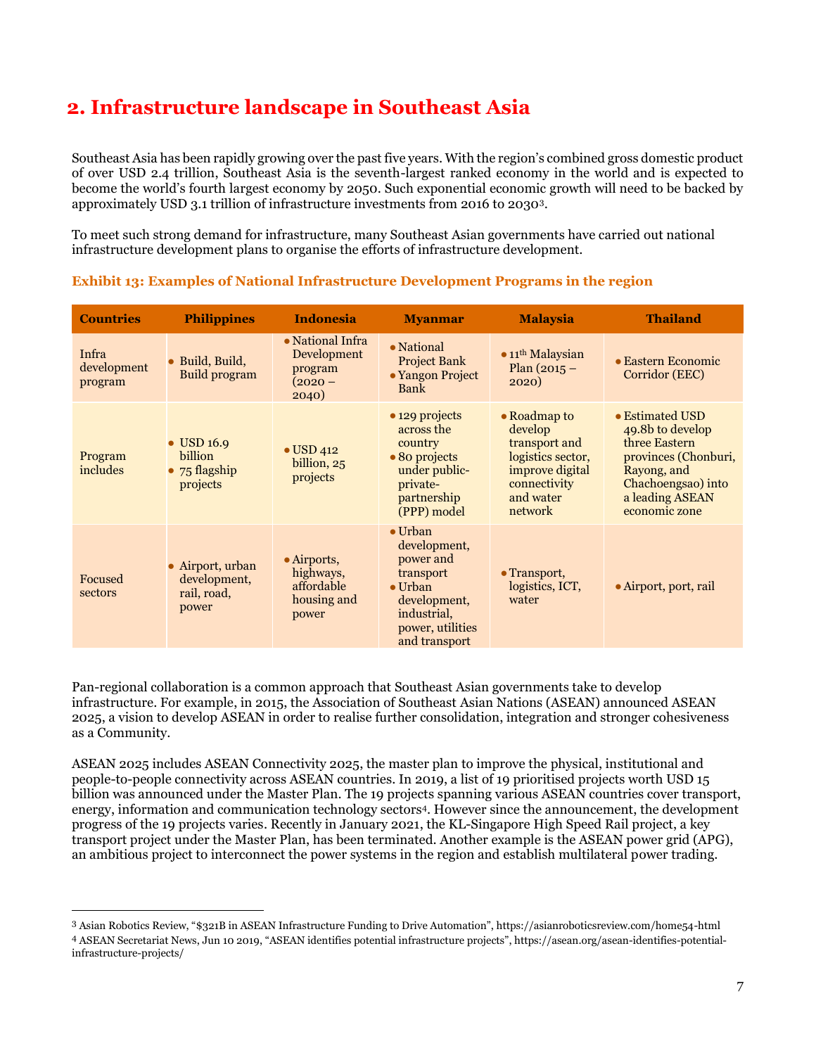## 2. Infrastructure landscape in Southeast Asia

Southeast Asia has been rapidly growing over the past five years. With the region's combined gross domestic product of over USD 2.4 trillion, Southeast Asia is the seventh-largest ranked economy in the world and is expected to become the world's fourth largest economy by 2050. Such exponential economic growth will need to be backed by approximately USD 3.1 trillion of infrastructure investments from 2016 to 2030[3].

To meet such strong demand for infrastructure, many Southeast Asian governments have carried out national infrastructure development plans to organise the efforts of infrastructure development.

**Exhibit 13: Examples of National Infrastructure Development Programs in the region**

| Countries | Philippines | Indonesia | Myanmar | Malaysia | Thailand |
|---|---|---|---|---|---|
| Infra development program | • Build, Build, Build program | • National Infra Development program (2020 – 2040) | • National Project Bank<br>• Yangon Project Bank | • 11th Malaysian Plan (2015 – 2020) | • Eastern Economic Corridor (EEC) |
| Program includes | • USD 16.9 billion<br>• 75 flagship projects | • USD 412 billion, 25 projects | • 129 projects across the country<br>• 80 projects under public-private-partnership (PPP) model | • Roadmap to develop transport and logistics sector, improve digital connectivity and water network | • Estimated USD 49.8b to develop three Eastern provinces (Chonburi, Rayong, and Chachoengsao) into a leading ASEAN economic zone |
| Focused sectors | • Airport, urban development, rail, road, power | • Airports, highways, affordable housing and power | • Urban development, power and transport<br>• Urban development, industrial, power, utilities and transport | • Transport, logistics, ICT, water | • Airport, port, rail |

Pan-regional collaboration is a common approach that Southeast Asian governments take to develop infrastructure. For example, in 2015, the Association of Southeast Asian Nations (ASEAN) announced ASEAN 2025, a vision to develop ASEAN in order to realise further consolidation, integration and stronger cohesiveness as a Community.

ASEAN 2025 includes ASEAN Connectivity 2025, the master plan to improve the physical, institutional and people-to-people connectivity across ASEAN countries. In 2019, a list of 19 prioritised projects worth USD 15 billion was announced under the Master Plan. The 19 projects spanning various ASEAN countries cover transport, energy, information and communication technology sectors[4]. However since the announcement, the development progress of the 19 projects varies. Recently in January 2021, the KL-Singapore High Speed Rail project, a key transport project under the Master Plan, has been terminated. Another example is the ASEAN power grid (APG), an ambitious project to interconnect the power systems in the region and establish multilateral power trading.

---

[3] Asian Robotics Review, "$321B in ASEAN Infrastructure Funding to Drive Automation", https://asianroboticsreview.com/home54-html

[4] ASEAN Secretariat News, Jun 10 2019, "ASEAN identifies potential infrastructure projects", https://asean.org/asean-identifies-potential-infrastructure-projects/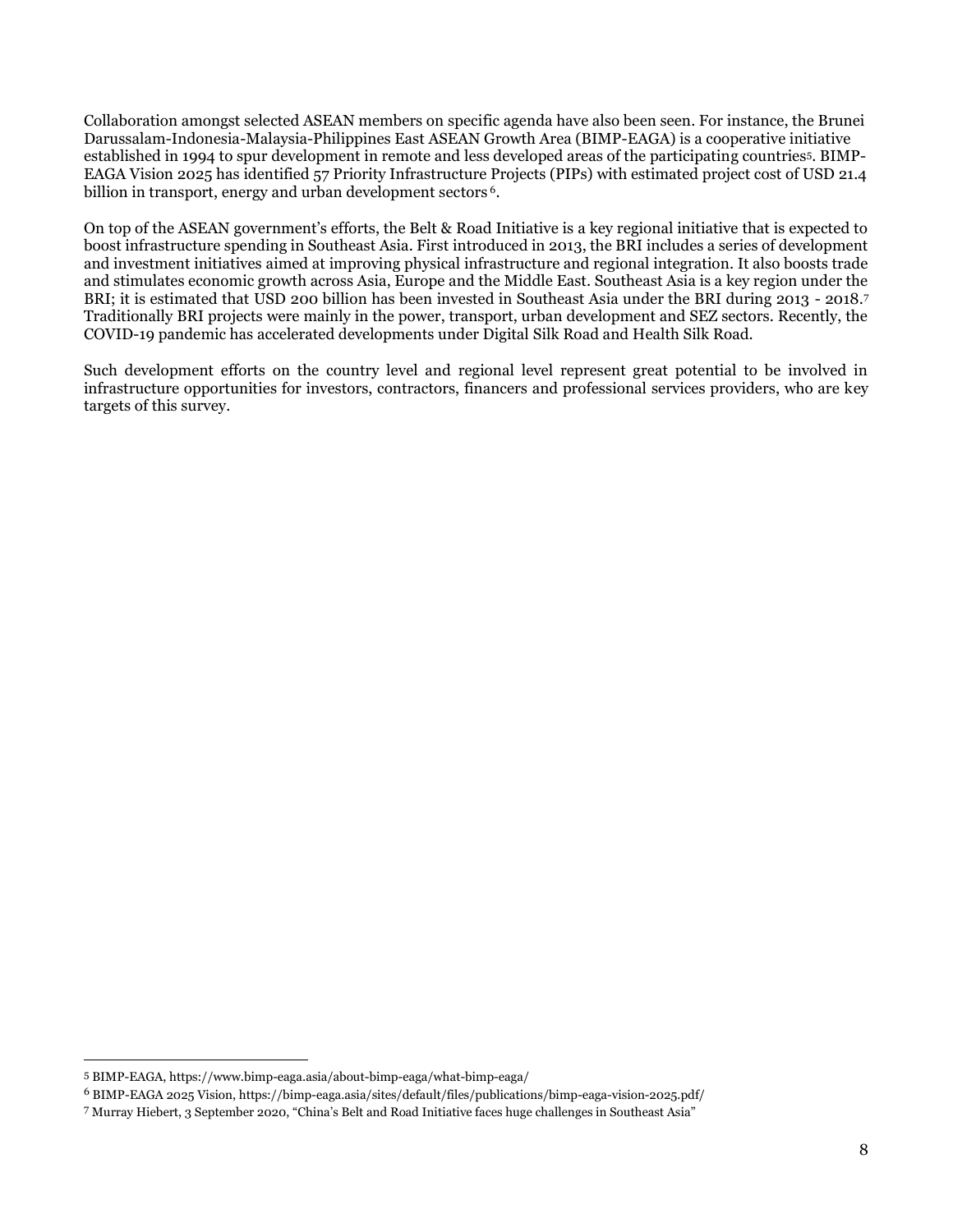Collaboration amongst selected ASEAN members on specific agenda have also been seen. For instance, the Brunei Darussalam-Indonesia-Malaysia-Philippines East ASEAN Growth Area (BIMP-EAGA) is a cooperative initiative established in 1994 to spur development in remote and less developed areas of the participating countries[5]. BIMP-EAGA Vision 2025 has identified 57 Priority Infrastructure Projects (PIPs) with estimated project cost of USD 21.4 billion in transport, energy and urban development sectors[6].

On top of the ASEAN government's efforts, the Belt & Road Initiative is a key regional initiative that is expected to boost infrastructure spending in Southeast Asia. First introduced in 2013, the BRI includes a series of development and investment initiatives aimed at improving physical infrastructure and regional integration. It also boosts trade and stimulates economic growth across Asia, Europe and the Middle East. Southeast Asia is a key region under the BRI; it is estimated that USD 200 billion has been invested in Southeast Asia under the BRI during 2013 - 2018.[7] Traditionally BRI projects were mainly in the power, transport, urban development and SEZ sectors. Recently, the COVID-19 pandemic has accelerated developments under Digital Silk Road and Health Silk Road.

Such development efforts on the country level and regional level represent great potential to be involved in infrastructure opportunities for investors, contractors, financers and professional services providers, who are key targets of this survey.

---

5 BIMP-EAGA, https://www.bimp-eaga.asia/about-bimp-eaga/what-bimp-eaga/

6 BIMP-EAGA 2025 Vision, https://bimp-eaga.asia/sites/default/files/publications/bimp-eaga-vision-2025.pdf/

7 Murray Hiebert, 3 September 2020, "China's Belt and Road Initiative faces huge challenges in Southeast Asia"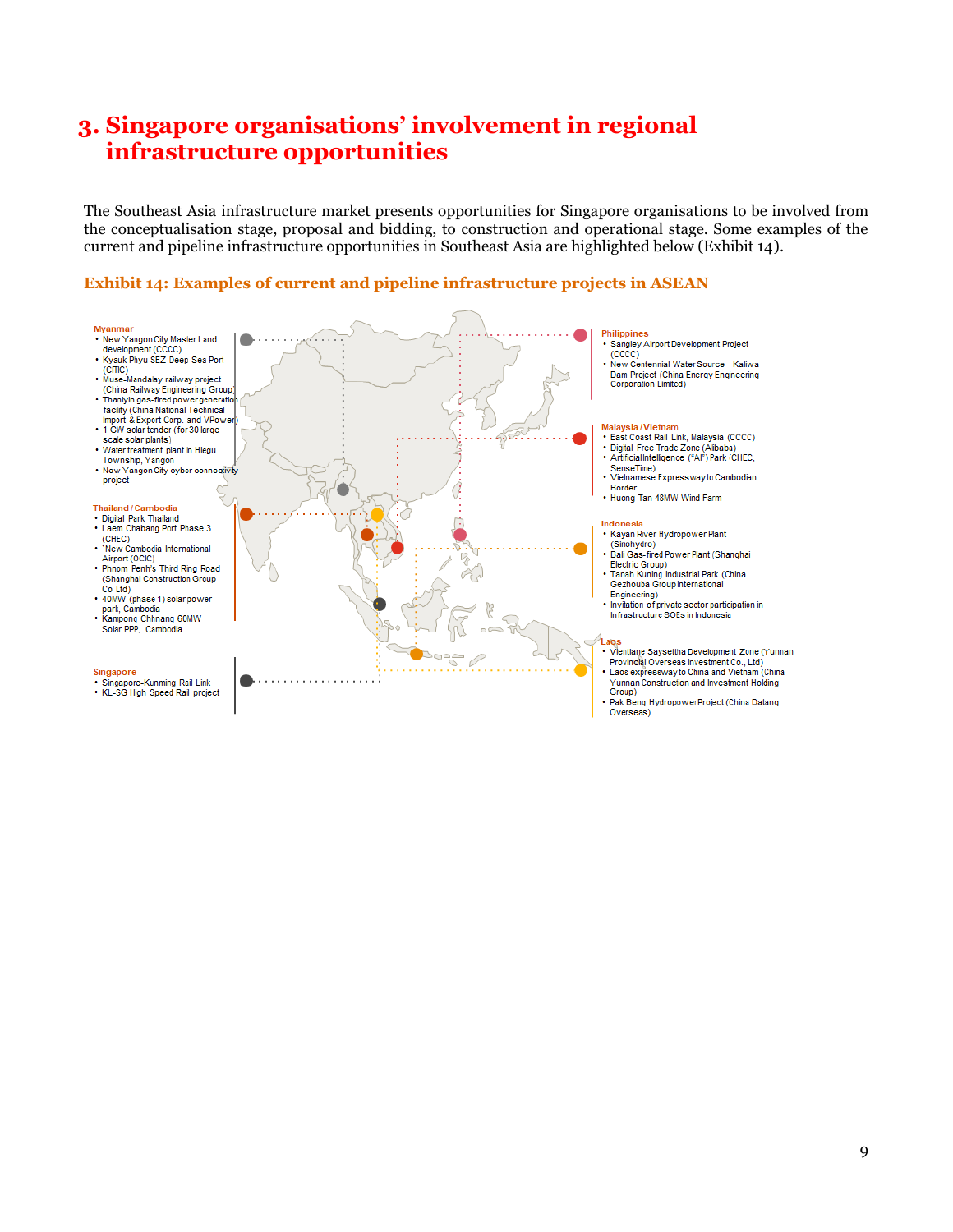# 3. Singapore organisations' involvement in regional infrastructure opportunities

The Southeast Asia infrastructure market presents opportunities for Singapore organisations to be involved from the conceptualisation stage, proposal and bidding, to construction and operational stage. Some examples of the current and pipeline infrastructure opportunities in Southeast Asia are highlighted below (Exhibit 14).

### Exhibit 14: Examples of current and pipeline infrastructure projects in ASEAN

**Myanmar**
- New Yangon City Master Land development (CCCC)
- Kyauk Phyu SEZ Deep Sea Port (CITIC)
- Muse-Mandalay railway project (China Railway Engineering Group)
- Thanlyin gas-fired power generation facility (China National Technical Import & Export Corp. and VPower)
- 1 GW solar tender (for 30 large scale solar plants)
- Water treatment plant in Hlegu Township, Yangon
- New Yangon City cyber connectivity project

**Thailand / Cambodia**
- Digital Park Thailand
- Laem Chabang Port Phase 3 (CHEC)
- New Cambodia International Airport (OCIC)
- Phnom Penh's Third Ring Road (Shanghai Construction Group Co Ltd)
- 40MW (phase 1) solar power park, Cambodia
- Kampong Chhnang 60MW Solar PPP, Cambodia

**Singapore**
- Singapore-Kunming Rail Link
- KL-SG High Speed Rail project

**Philippines**
- Sangley Airport Development Project (CCCC)
- New Centennial Water Source – Kaliwa Dam Project (China Energy Engineering Corporation Limited)

**Malaysia / Vietnam**
- East Coast Rail Link, Malaysia (CCCC)
- Digital Free Trade Zone (Alibaba)
- Artificial Intelligence ("AI") Park (CHEC, SenseTime)
- Vietnamese Expressway to Cambodian Border
- Huong Tan 43MW Wind Farm

**Indonesia**
- Kayan River Hydropower Plant (Sinohydro)
- Bali Gas-fired Power Plant (Shanghai Electric Group)
- Tanah Kuning Industrial Park (China Gezhouba Group International Engineering)
- Invitation of private sector participation in infrastructure SOEs in Indonesia

**Laos**
- Vientiane Saysettha Development Zone (Yunnan Provincial Overseas Investment Co., Ltd)
- Laos expressway to China and Vietnam (China Yunnan Construction and Investment Holding Group)
- Pak Beng Hydropower Project (China Datang Overseas)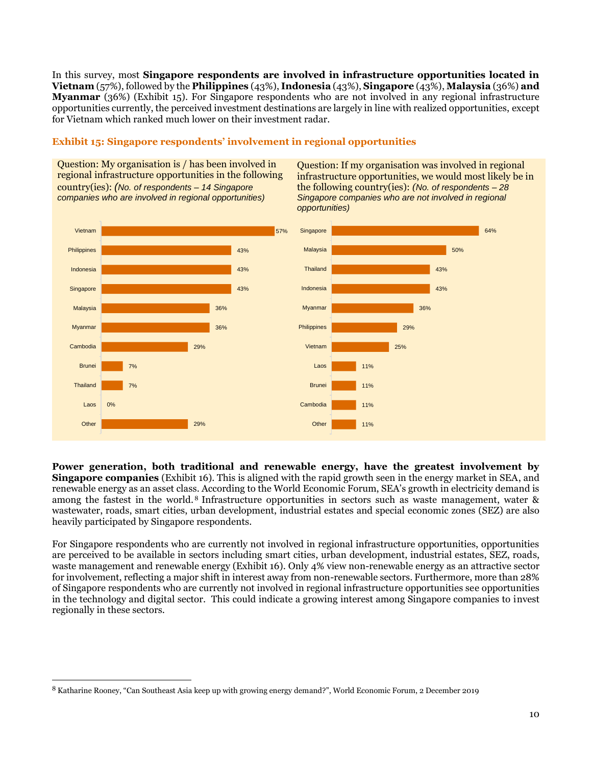In this survey, most **Singapore respondents are involved in infrastructure opportunities located in Vietnam** (57%), followed by the **Philippines** (43%), **Indonesia** (43%), **Singapore** (43%), **Malaysia** (36%) **and Myanmar** (36%) (Exhibit 15). For Singapore respondents who are not involved in any regional infrastructure opportunities currently, the perceived investment destinations are largely in line with realized opportunities, except for Vietnam which ranked much lower on their investment radar.

### Exhibit 15: Singapore respondents' involvement in regional opportunities

Question: My organisation is / has been involved in regional infrastructure opportunities in the following country(ies): *(No. of respondents – 14 Singapore companies who are involved in regional opportunities)*

| Country | % |
|---|---|
| Vietnam | 57% |
| Philippines | 43% |
| Indonesia | 43% |
| Singapore | 43% |
| Malaysia | 36% |
| Myanmar | 36% |
| Cambodia | 29% |
| Brunei | 7% |
| Thailand | 7% |
| Laos | 0% |
| Other | 29% |

Question: If my organisation was involved in regional infrastructure opportunities, we would most likely be in the following country(ies): *(No. of respondents – 28 Singapore companies who are not involved in regional opportunities)*

| Country | % |
|---|---|
| Singapore | 64% |
| Malaysia | 50% |
| Thailand | 43% |
| Indonesia | 43% |
| Myanmar | 36% |
| Philippines | 29% |
| Vietnam | 25% |
| Laos | 11% |
| Brunei | 11% |
| Cambodia | 11% |
| Other | 11% |

**Power generation, both traditional and renewable energy, have the greatest involvement by Singapore companies** (Exhibit 16). This is aligned with the rapid growth seen in the energy market in SEA, and renewable energy as an asset class. According to the World Economic Forum, SEA's growth in electricity demand is among the fastest in the world.[8] Infrastructure opportunities in sectors such as waste management, water & wastewater, roads, smart cities, urban development, industrial estates and special economic zones (SEZ) are also heavily participated by Singapore respondents.

For Singapore respondents who are currently not involved in regional infrastructure opportunities, opportunities are perceived to be available in sectors including smart cities, urban development, industrial estates, SEZ, roads, waste management and renewable energy (Exhibit 16). Only 4% view non-renewable energy as an attractive sector for involvement, reflecting a major shift in interest away from non-renewable sectors. Furthermore, more than 28% of Singapore respondents who are currently not involved in regional infrastructure opportunities see opportunities in the technology and digital sector. This could indicate a growing interest among Singapore companies to invest regionally in these sectors.

---

[8] Katharine Rooney, "Can Southeast Asia keep up with growing energy demand?", World Economic Forum, 2 December 2019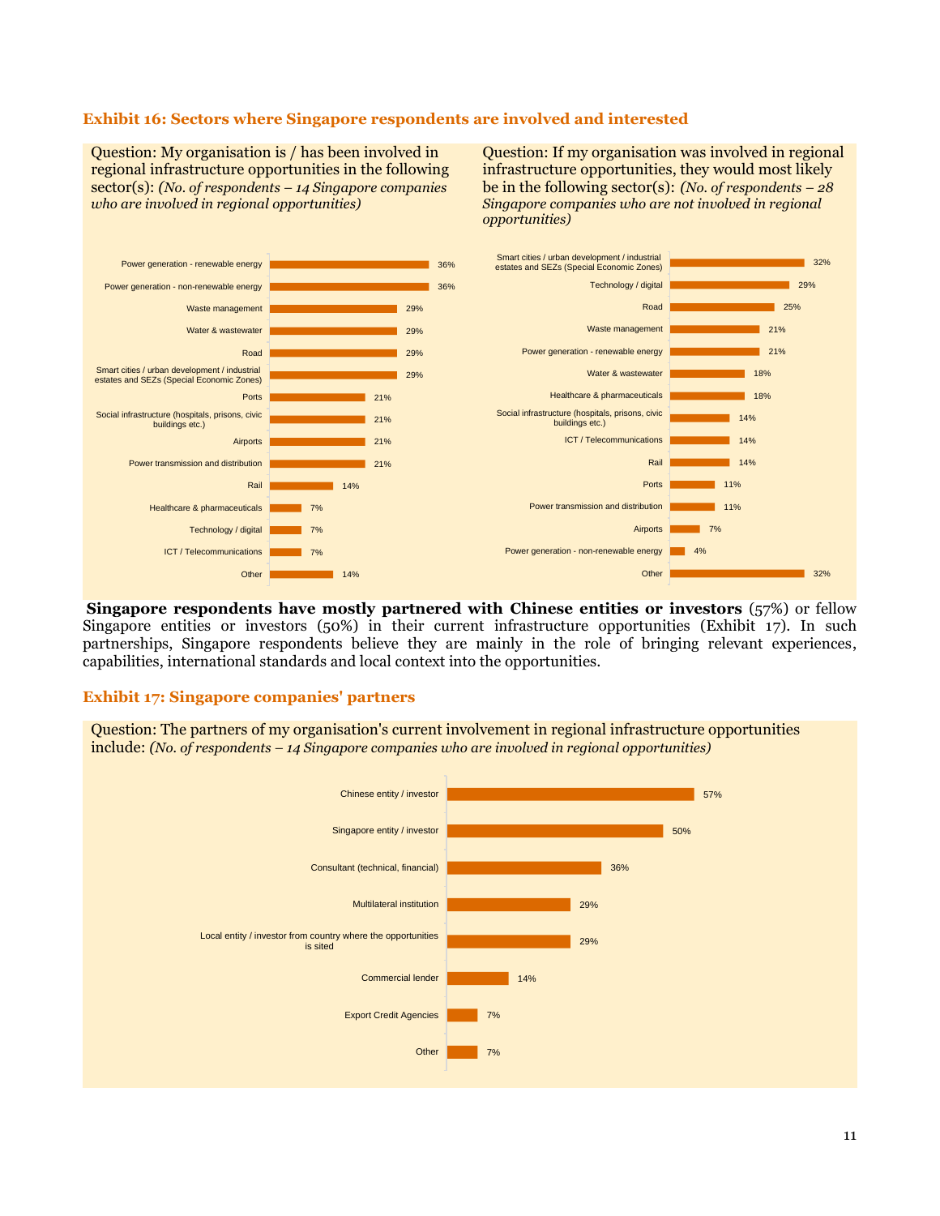### Exhibit 16: Sectors where Singapore respondents are involved and interested

Question: My organisation is / has been involved in regional infrastructure opportunities in the following sector(s): *(No. of respondents – 14 Singapore companies who are involved in regional opportunities)*

| Sector | % |
|---|---|
| Power generation - renewable energy | 36% |
| Power generation - non-renewable energy | 36% |
| Waste management | 29% |
| Water & wastewater | 29% |
| Road | 29% |
| Smart cities / urban development / industrial estates and SEZs (Special Economic Zones) | 29% |
| Ports | 21% |
| Social infrastructure (hospitals, prisons, civic buildings etc.) | 21% |
| Airports | 21% |
| Power transmission and distribution | 21% |
| Rail | 14% |
| Healthcare & pharmaceuticals | 7% |
| Technology / digital | 7% |
| ICT / Telecommunications | 7% |
| Other | 14% |

Question: If my organisation was involved in regional infrastructure opportunities, they would most likely be in the following sector(s): *(No. of respondents – 28 Singapore companies who are not involved in regional opportunities)*

| Sector | % |
|---|---|
| Smart cities / urban development / industrial estates and SEZs (Special Economic Zones) | 32% |
| Technology / digital | 29% |
| Road | 25% |
| Waste management | 21% |
| Power generation - renewable energy | 21% |
| Water & wastewater | 18% |
| Healthcare & pharmaceuticals | 18% |
| Social infrastructure (hospitals, prisons, civic buildings etc.) | 14% |
| ICT / Telecommunications | 14% |
| Rail | 14% |
| Ports | 11% |
| Power transmission and distribution | 11% |
| Airports | 7% |
| Power generation - non-renewable energy | 4% |
| Other | 32% |

**Singapore respondents have mostly partnered with Chinese entities or investors** (57%) or fellow Singapore entities or investors (50%) in their current infrastructure opportunities (Exhibit 17). In such partnerships, Singapore respondents believe they are mainly in the role of bringing relevant experiences, capabilities, international standards and local context into the opportunities.

### Exhibit 17: Singapore companies' partners

Question: The partners of my organisation's current involvement in regional infrastructure opportunities include: *(No. of respondents – 14 Singapore companies who are involved in regional opportunities)*

| Partner | % |
|---|---|
| Chinese entity / investor | 57% |
| Singapore entity / investor | 50% |
| Consultant (technical, financial) | 36% |
| Multilateral institution | 29% |
| Local entity / investor from country where the opportunities is sited | 29% |
| Commercial lender | 14% |
| Export Credit Agencies | 7% |
| Other | 7% |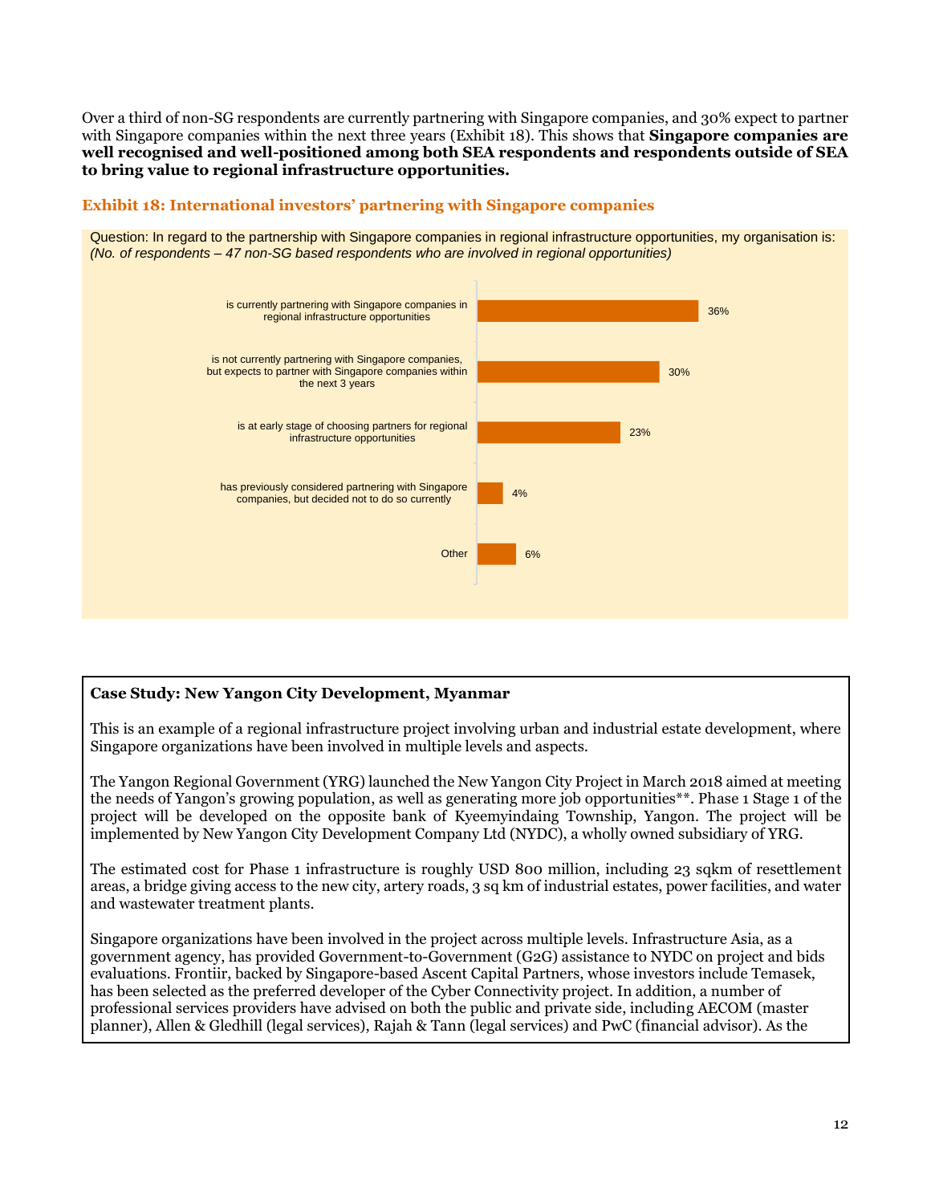Over a third of non-SG respondents are currently partnering with Singapore companies, and 30% expect to partner with Singapore companies within the next three years (Exhibit 18). This shows that **Singapore companies are well recognised and well-positioned among both SEA respondents and respondents outside of SEA to bring value to regional infrastructure opportunities.**

### Exhibit 18: International investors' partnering with Singapore companies

Question: In regard to the partnership with Singapore companies in regional infrastructure opportunities, my organisation is:
*(No. of respondents – 47 non-SG based respondents who are involved in regional opportunities)*

| Response | % |
|---|---|
| is currently partnering with Singapore companies in regional infrastructure opportunities | 36% |
| is not currently partnering with Singapore companies, but expects to partner with Singapore companies within the next 3 years | 30% |
| is at early stage of choosing partners for regional infrastructure opportunities | 23% |
| has previously considered partnering with Singapore companies, but decided not to do so currently | 4% |
| Other | 6% |

**Case Study: New Yangon City Development, Myanmar**

This is an example of a regional infrastructure project involving urban and industrial estate development, where Singapore organizations have been involved in multiple levels and aspects.

The Yangon Regional Government (YRG) launched the New Yangon City Project in March 2018 aimed at meeting the needs of Yangon's growing population, as well as generating more job opportunities**. Phase 1 Stage 1 of the project will be developed on the opposite bank of Kyeemyindaing Township, Yangon. The project will be implemented by New Yangon City Development Company Ltd (NYDC), a wholly owned subsidiary of YRG.

The estimated cost for Phase 1 infrastructure is roughly USD 800 million, including 23 sqkm of resettlement areas, a bridge giving access to the new city, artery roads, 3 sq km of industrial estates, power facilities, and water and wastewater treatment plants.

Singapore organizations have been involved in the project across multiple levels. Infrastructure Asia, as a government agency, has provided Government-to-Government (G2G) assistance to NYDC on project and bids evaluations. Frontiir, backed by Singapore-based Ascent Capital Partners, whose investors include Temasek, has been selected as the preferred developer of the Cyber Connectivity project. In addition, a number of professional services providers have advised on both the public and private side, including AECOM (master planner), Allen & Gledhill (legal services), Rajah & Tann (legal services) and PwC (financial advisor). As the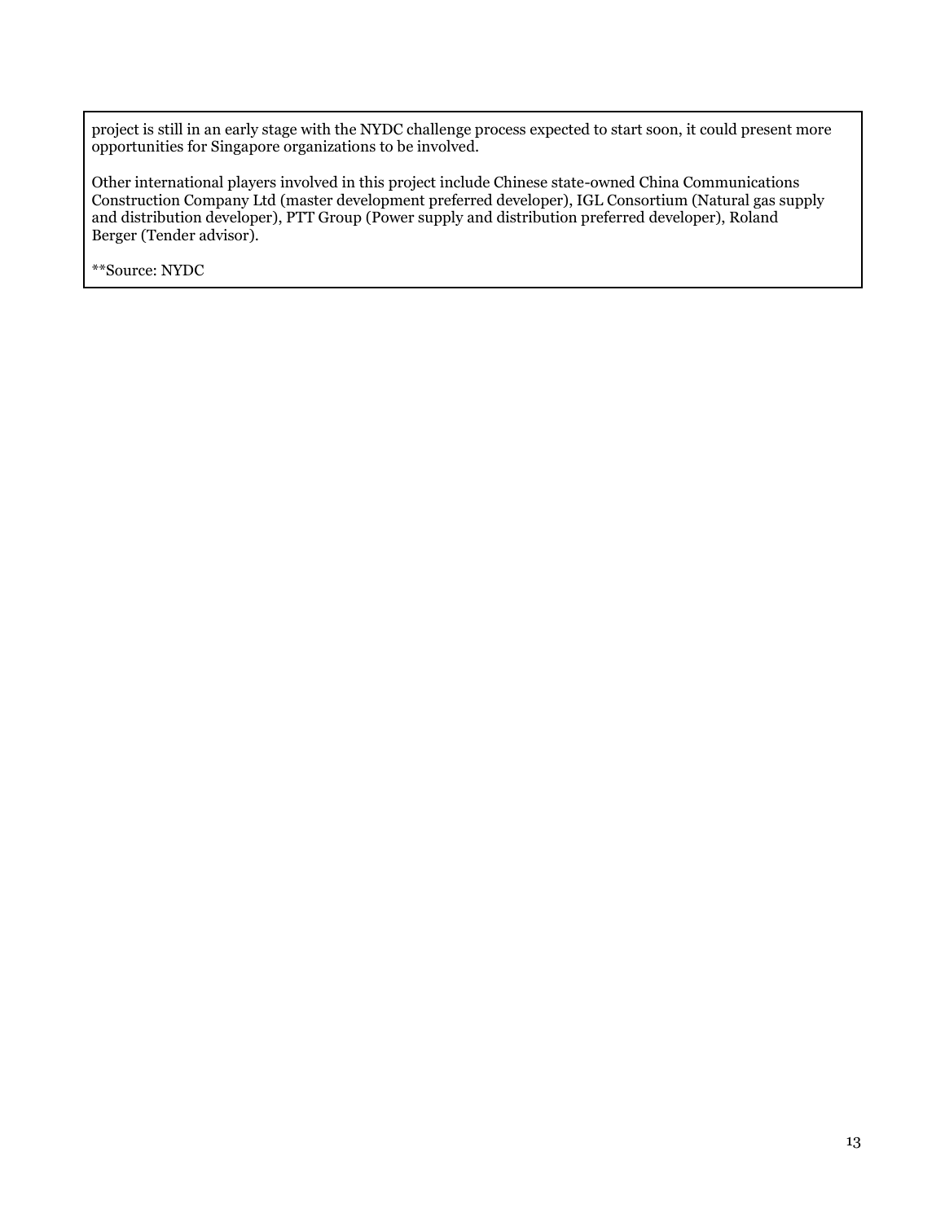project is still in an early stage with the NYDC challenge process expected to start soon, it could present more opportunities for Singapore organizations to be involved.

Other international players involved in this project include Chinese state-owned China Communications Construction Company Ltd (master development preferred developer), IGL Consortium (Natural gas supply and distribution developer), PTT Group (Power supply and distribution preferred developer), Roland Berger (Tender advisor).

**Source: NYDC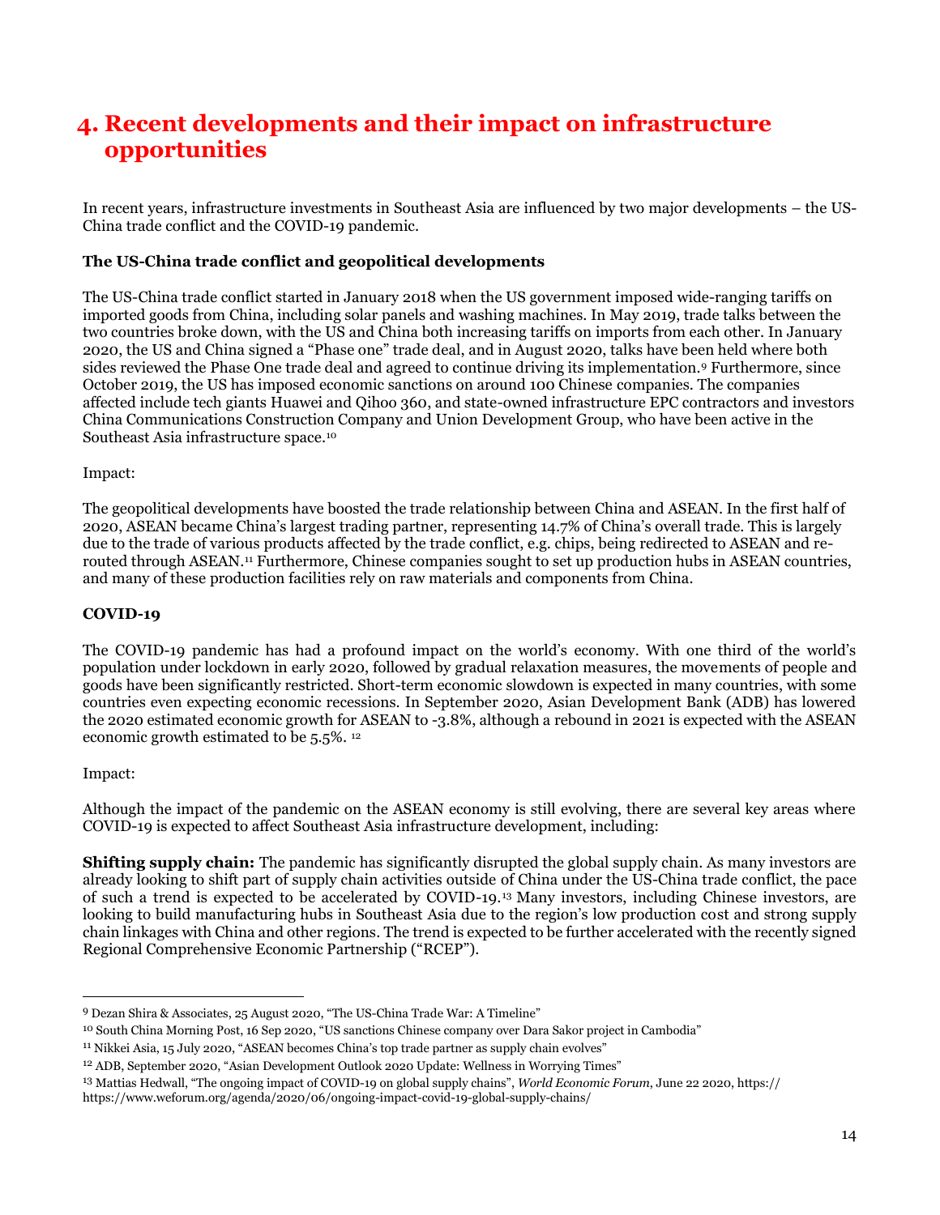# 4. Recent developments and their impact on infrastructure opportunities

In recent years, infrastructure investments in Southeast Asia are influenced by two major developments – the US-China trade conflict and the COVID-19 pandemic.

**The US-China trade conflict and geopolitical developments**

The US-China trade conflict started in January 2018 when the US government imposed wide-ranging tariffs on imported goods from China, including solar panels and washing machines. In May 2019, trade talks between the two countries broke down, with the US and China both increasing tariffs on imports from each other. In January 2020, the US and China signed a "Phase one" trade deal, and in August 2020, talks have been held where both sides reviewed the Phase One trade deal and agreed to continue driving its implementation.[9] Furthermore, since October 2019, the US has imposed economic sanctions on around 100 Chinese companies. The companies affected include tech giants Huawei and Qihoo 360, and state-owned infrastructure EPC contractors and investors China Communications Construction Company and Union Development Group, who have been active in the Southeast Asia infrastructure space.[10]

Impact:

The geopolitical developments have boosted the trade relationship between China and ASEAN. In the first half of 2020, ASEAN became China's largest trading partner, representing 14.7% of China's overall trade. This is largely due to the trade of various products affected by the trade conflict, e.g. chips, being redirected to ASEAN and re-routed through ASEAN.[11] Furthermore, Chinese companies sought to set up production hubs in ASEAN countries, and many of these production facilities rely on raw materials and components from China.

**COVID-19**

The COVID-19 pandemic has had a profound impact on the world's economy. With one third of the world's population under lockdown in early 2020, followed by gradual relaxation measures, the movements of people and goods have been significantly restricted. Short-term economic slowdown is expected in many countries, with some countries even expecting economic recessions. In September 2020, Asian Development Bank (ADB) has lowered the 2020 estimated economic growth for ASEAN to -3.8%, although a rebound in 2021 is expected with the ASEAN economic growth estimated to be 5.5%. [12]

Impact:

Although the impact of the pandemic on the ASEAN economy is still evolving, there are several key areas where COVID-19 is expected to affect Southeast Asia infrastructure development, including:

**Shifting supply chain:** The pandemic has significantly disrupted the global supply chain. As many investors are already looking to shift part of supply chain activities outside of China under the US-China trade conflict, the pace of such a trend is expected to be accelerated by COVID-19.[13] Many investors, including Chinese investors, are looking to build manufacturing hubs in Southeast Asia due to the region's low production cost and strong supply chain linkages with China and other regions. The trend is expected to be further accelerated with the recently signed Regional Comprehensive Economic Partnership ("RCEP").

---

[9] Dezan Shira & Associates, 25 August 2020, "The US-China Trade War: A Timeline"

[10] South China Morning Post, 16 Sep 2020, "US sanctions Chinese company over Dara Sakor project in Cambodia"

[11] Nikkei Asia, 15 July 2020, "ASEAN becomes China's top trade partner as supply chain evolves"

[12] ADB, September 2020, "Asian Development Outlook 2020 Update: Wellness in Worrying Times"

[13] Mattias Hedwall, "The ongoing impact of COVID-19 on global supply chains", *World Economic Forum*, June 22 2020, https:// https://www.weforum.org/agenda/2020/06/ongoing-impact-covid-19-global-supply-chains/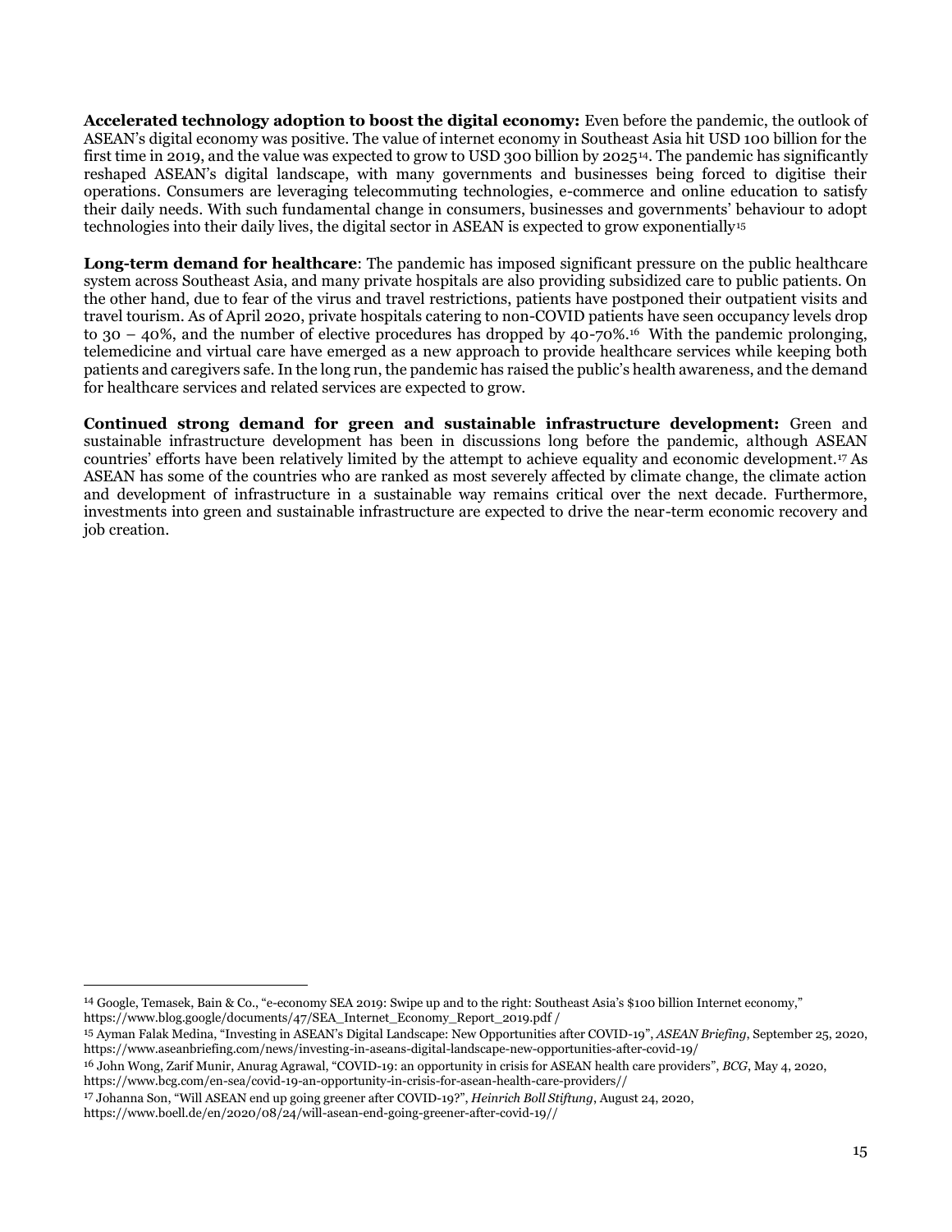**Accelerated technology adoption to boost the digital economy:** Even before the pandemic, the outlook of ASEAN's digital economy was positive. The value of internet economy in Southeast Asia hit USD 100 billion for the first time in 2019, and the value was expected to grow to USD 300 billion by 2025[14]. The pandemic has significantly reshaped ASEAN's digital landscape, with many governments and businesses being forced to digitise their operations. Consumers are leveraging telecommuting technologies, e-commerce and online education to satisfy their daily needs. With such fundamental change in consumers, businesses and governments' behaviour to adopt technologies into their daily lives, the digital sector in ASEAN is expected to grow exponentially[15]

**Long-term demand for healthcare**: The pandemic has imposed significant pressure on the public healthcare system across Southeast Asia, and many private hospitals are also providing subsidized care to public patients. On the other hand, due to fear of the virus and travel restrictions, patients have postponed their outpatient visits and travel tourism. As of April 2020, private hospitals catering to non-COVID patients have seen occupancy levels drop to 30 – 40%, and the number of elective procedures has dropped by 40-70%.[16] With the pandemic prolonging, telemedicine and virtual care have emerged as a new approach to provide healthcare services while keeping both patients and caregivers safe. In the long run, the pandemic has raised the public's health awareness, and the demand for healthcare services and related services are expected to grow.

**Continued strong demand for green and sustainable infrastructure development:** Green and sustainable infrastructure development has been in discussions long before the pandemic, although ASEAN countries' efforts have been relatively limited by the attempt to achieve equality and economic development.[17] As ASEAN has some of the countries who are ranked as most severely affected by climate change, the climate action and development of infrastructure in a sustainable way remains critical over the next decade. Furthermore, investments into green and sustainable infrastructure are expected to drive the near-term economic recovery and job creation.

---

[14] Google, Temasek, Bain & Co., "e-economy SEA 2019: Swipe up and to the right: Southeast Asia's $100 billion Internet economy," https://www.blog.google/documents/47/SEA_Internet_Economy_Report_2019.pdf /

[15] Ayman Falak Medina, "Investing in ASEAN's Digital Landscape: New Opportunities after COVID-19", *ASEAN Briefing*, September 25, 2020, https://www.aseanbriefing.com/news/investing-in-aseans-digital-landscape-new-opportunities-after-covid-19/

[16] John Wong, Zarif Munir, Anurag Agrawal, "COVID-19: an opportunity in crisis for ASEAN health care providers", *BCG*, May 4, 2020, https://www.bcg.com/en-sea/covid-19-an-opportunity-in-crisis-for-asean-health-care-providers//

[17] Johanna Son, "Will ASEAN end up going greener after COVID-19?", *Heinrich Boll Stiftung*, August 24, 2020, https://www.boell.de/en/2020/08/24/will-asean-end-going-greener-after-covid-19//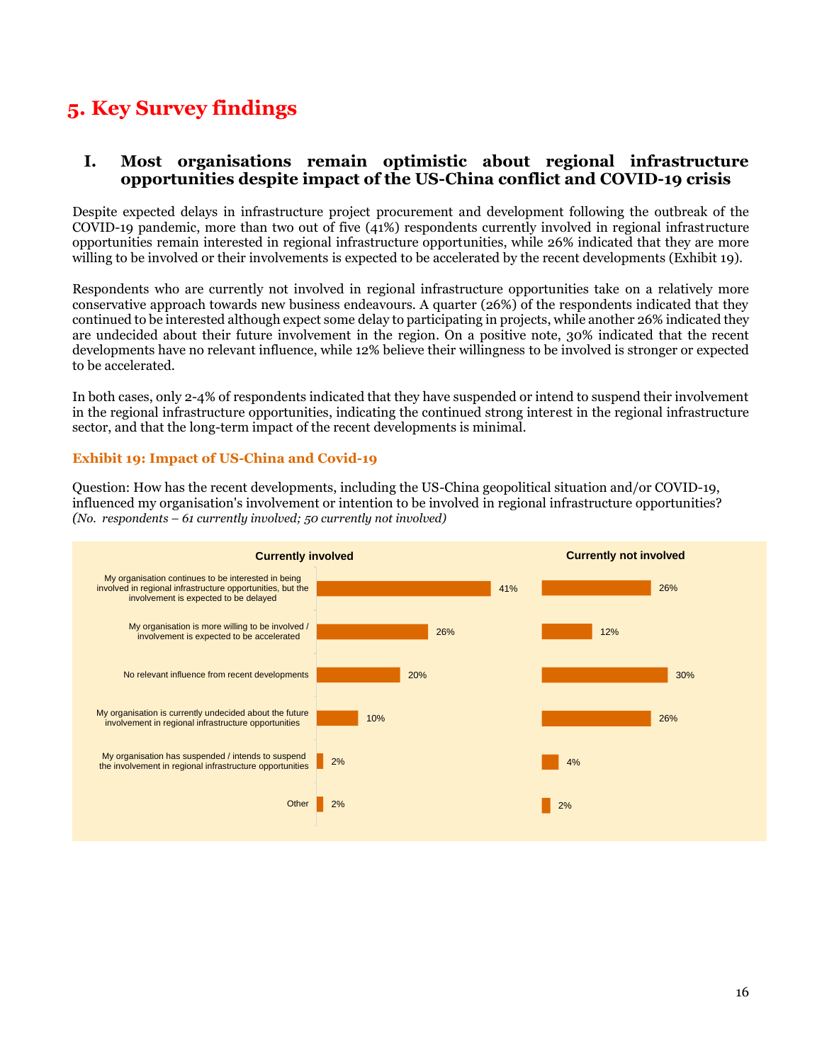# 5. Key Survey findings

## I. Most organisations remain optimistic about regional infrastructure opportunities despite impact of the US-China conflict and COVID-19 crisis

Despite expected delays in infrastructure project procurement and development following the outbreak of the COVID-19 pandemic, more than two out of five (41%) respondents currently involved in regional infrastructure opportunities remain interested in regional infrastructure opportunities, while 26% indicated that they are more willing to be involved or their involvements is expected to be accelerated by the recent developments (Exhibit 19).

Respondents who are currently not involved in regional infrastructure opportunities take on a relatively more conservative approach towards new business endeavours. A quarter (26%) of the respondents indicated that they continued to be interested although expect some delay to participating in projects, while another 26% indicated they are undecided about their future involvement in the region. On a positive note, 30% indicated that the recent developments have no relevant influence, while 12% believe their willingness to be involved is stronger or expected to be accelerated.

In both cases, only 2-4% of respondents indicated that they have suspended or intend to suspend their involvement in the regional infrastructure opportunities, indicating the continued strong interest in the regional infrastructure sector, and that the long-term impact of the recent developments is minimal.

**Exhibit 19: Impact of US-China and Covid-19**

Question: How has the recent developments, including the US-China geopolitical situation and/or COVID-19, influenced my organisation's involvement or intention to be involved in regional infrastructure opportunities?
*(No. respondents – 61 currently involved; 50 currently not involved)*

| | Currently involved | Currently not involved |
|---|---|---|
| My organisation continues to be interested in being involved in regional infrastructure opportunities, but the involvement is expected to be delayed | 41% | 26% |
| My organisation is more willing to be involved / involvement is expected to be accelerated | 26% | 12% |
| No relevant influence from recent developments | 20% | 30% |
| My organisation is currently undecided about the future involvement in regional infrastructure opportunities | 10% | 26% |
| My organisation has suspended / intends to suspend the involvement in regional infrastructure opportunities | 2% | 4% |
| Other | 2% | 2% |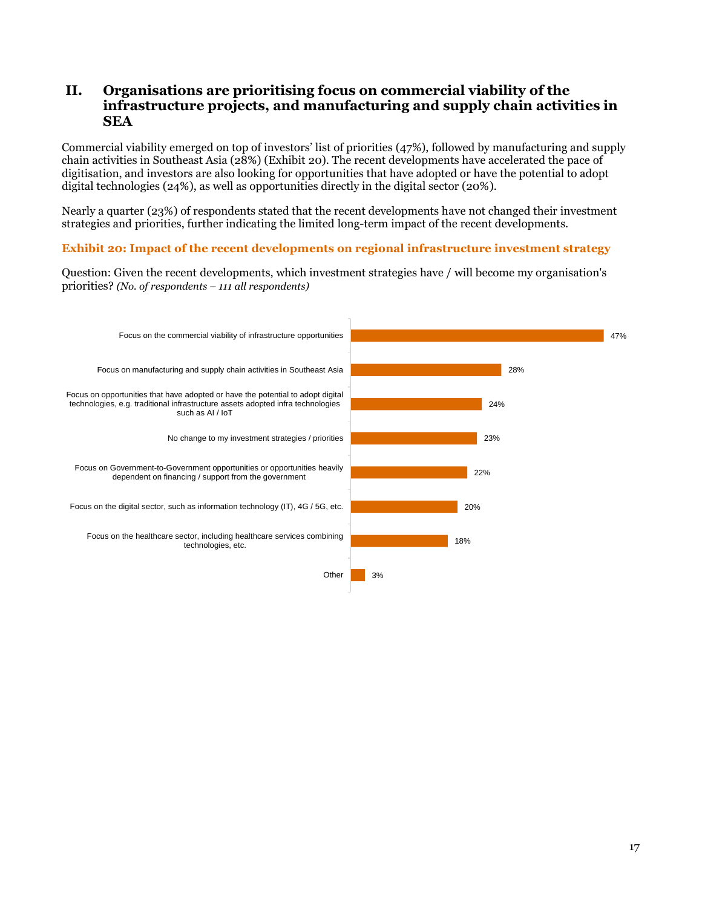## II. Organisations are prioritising focus on commercial viability of the infrastructure projects, and manufacturing and supply chain activities in SEA

Commercial viability emerged on top of investors' list of priorities (47%), followed by manufacturing and supply chain activities in Southeast Asia (28%) (Exhibit 20). The recent developments have accelerated the pace of digitisation, and investors are also looking for opportunities that have adopted or have the potential to adopt digital technologies (24%), as well as opportunities directly in the digital sector (20%).

Nearly a quarter (23%) of respondents stated that the recent developments have not changed their investment strategies and priorities, further indicating the limited long-term impact of the recent developments.

**Exhibit 20: Impact of the recent developments on regional infrastructure investment strategy**

Question: Given the recent developments, which investment strategies have / will become my organisation's priorities? *(No. of respondents – 111 all respondents)*

| Investment strategy | % |
| --- | --- |
| Focus on the commercial viability of infrastructure opportunities | 47% |
| Focus on manufacturing and supply chain activities in Southeast Asia | 28% |
| Focus on opportunities that have adopted or have the potential to adopt digital technologies, e.g. traditional infrastructure assets adopted infra technologies such as AI / IoT | 24% |
| No change to my investment strategies / priorities | 23% |
| Focus on Government-to-Government opportunities or opportunities heavily dependent on financing / support from the government | 22% |
| Focus on the digital sector, such as information technology (IT), 4G / 5G, etc. | 20% |
| Focus on the healthcare sector, including healthcare services combining technologies, etc. | 18% |
| Other | 3% |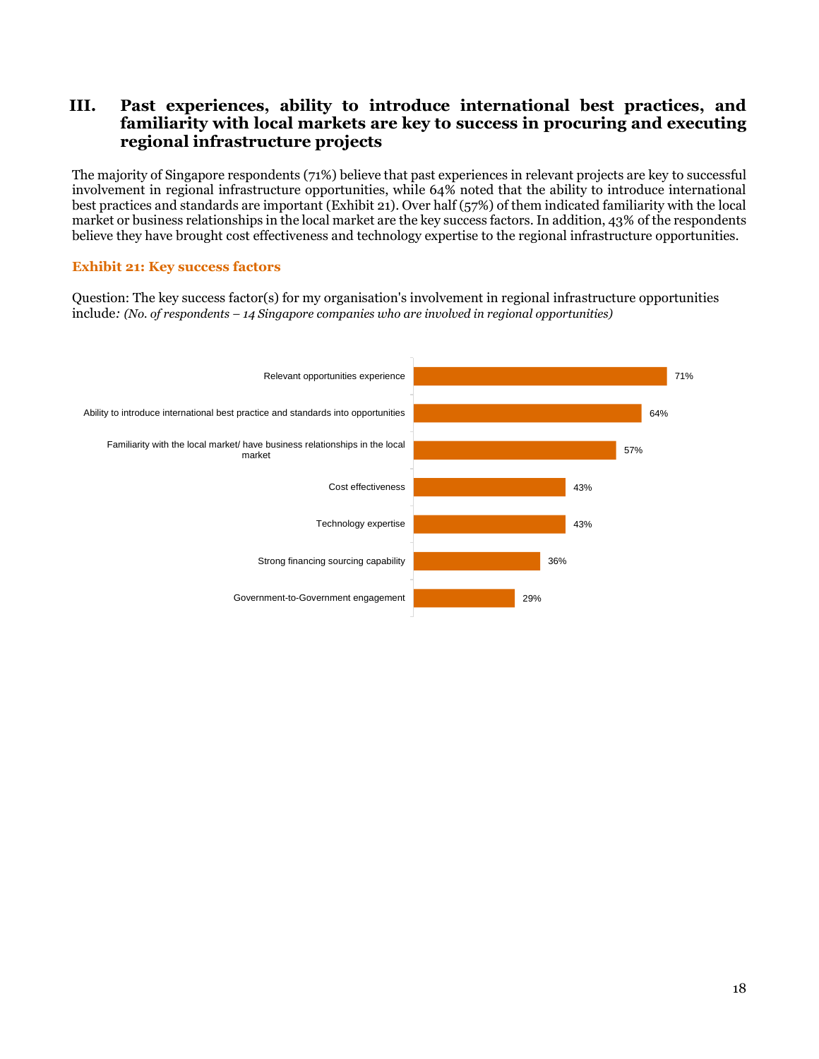## III. Past experiences, ability to introduce international best practices, and familiarity with local markets are key to success in procuring and executing regional infrastructure projects

The majority of Singapore respondents (71%) believe that past experiences in relevant projects are key to successful involvement in regional infrastructure opportunities, while 64% noted that the ability to introduce international best practices and standards are important (Exhibit 21). Over half (57%) of them indicated familiarity with the local market or business relationships in the local market are the key success factors. In addition, 43% of the respondents believe they have brought cost effectiveness and technology expertise to the regional infrastructure opportunities.

**Exhibit 21: Key success factors**

Question: The key success factor(s) for my organisation's involvement in regional infrastructure opportunities include*: (No. of respondents – 14 Singapore companies who are involved in regional opportunities)*

| Key success factor | % |
| --- | --- |
| Relevant opportunities experience | 71% |
| Ability to introduce international best practice and standards into opportunities | 64% |
| Familiarity with the local market/ have business relationships in the local market | 57% |
| Cost effectiveness | 43% |
| Technology expertise | 43% |
| Strong financing sourcing capability | 36% |
| Government-to-Government engagement | 29% |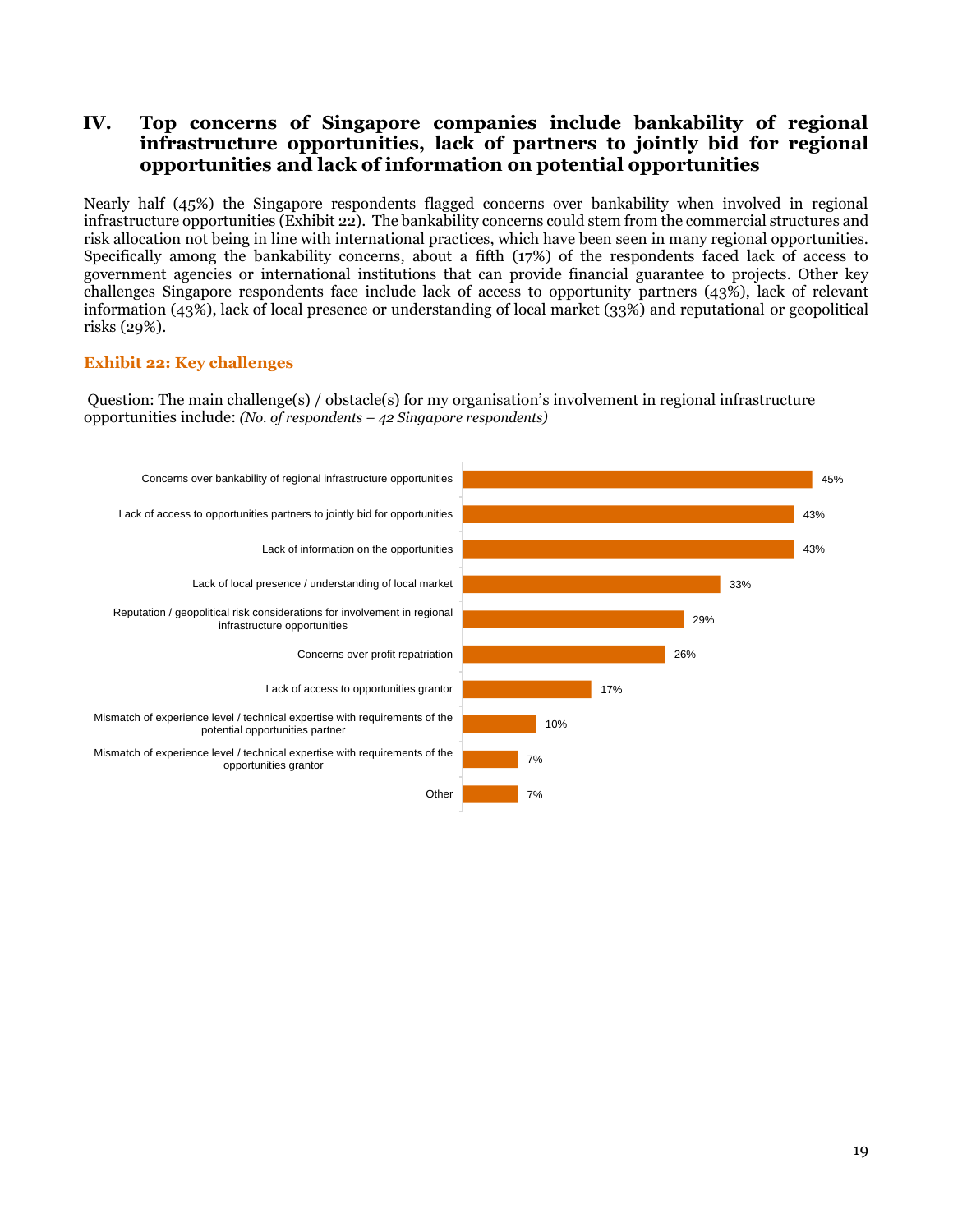## IV. Top concerns of Singapore companies include bankability of regional infrastructure opportunities, lack of partners to jointly bid for regional opportunities and lack of information on potential opportunities

Nearly half (45%) the Singapore respondents flagged concerns over bankability when involved in regional infrastructure opportunities (Exhibit 22). The bankability concerns could stem from the commercial structures and risk allocation not being in line with international practices, which have been seen in many regional opportunities. Specifically among the bankability concerns, about a fifth (17%) of the respondents faced lack of access to government agencies or international institutions that can provide financial guarantee to projects. Other key challenges Singapore respondents face include lack of access to opportunity partners (43%), lack of relevant information (43%), lack of local presence or understanding of local market (33%) and reputational or geopolitical risks (29%).

**Exhibit 22: Key challenges**

Question: The main challenge(s) / obstacle(s) for my organisation's involvement in regional infrastructure opportunities include: *(No. of respondents – 42 Singapore respondents)*

| Challenge | % |
|---|---|
| Concerns over bankability of regional infrastructure opportunities | 45% |
| Lack of access to opportunities partners to jointly bid for opportunities | 43% |
| Lack of information on the opportunities | 43% |
| Lack of local presence / understanding of local market | 33% |
| Reputation / geopolitical risk considerations for involvement in regional infrastructure opportunities | 29% |
| Concerns over profit repatriation | 26% |
| Lack of access to opportunities grantor | 17% |
| Mismatch of experience level / technical expertise with requirements of the potential opportunities partner | 10% |
| Mismatch of experience level / technical expertise with requirements of the opportunities grantor | 7% |
| Other | 7% |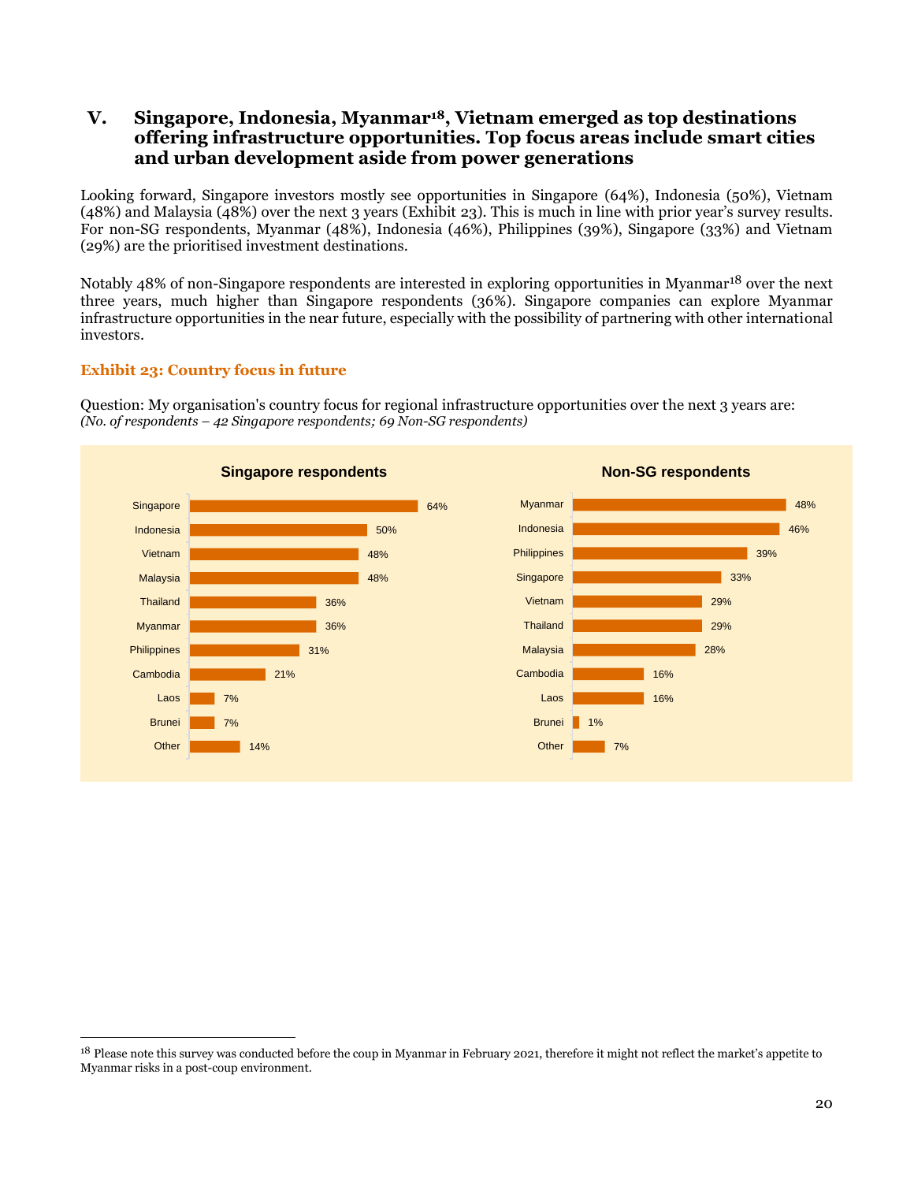## V. Singapore, Indonesia, Myanmar[18], Vietnam emerged as top destinations offering infrastructure opportunities. Top focus areas include smart cities and urban development aside from power generations

Looking forward, Singapore investors mostly see opportunities in Singapore (64%), Indonesia (50%), Vietnam (48%) and Malaysia (48%) over the next 3 years (Exhibit 23). This is much in line with prior year's survey results. For non-SG respondents, Myanmar (48%), Indonesia (46%), Philippines (39%), Singapore (33%) and Vietnam (29%) are the prioritised investment destinations.

Notably 48% of non-Singapore respondents are interested in exploring opportunities in Myanmar[18] over the next three years, much higher than Singapore respondents (36%). Singapore companies can explore Myanmar infrastructure opportunities in the near future, especially with the possibility of partnering with other international investors.

**Exhibit 23: Country focus in future**

Question: My organisation's country focus for regional infrastructure opportunities over the next 3 years are:
*(No. of respondents – 42 Singapore respondents; 69 Non-SG respondents)*

**Singapore respondents**

| Country | % |
|---|---|
| Singapore | 64% |
| Indonesia | 50% |
| Vietnam | 48% |
| Malaysia | 48% |
| Thailand | 36% |
| Myanmar | 36% |
| Philippines | 31% |
| Cambodia | 21% |
| Laos | 7% |
| Brunei | 7% |
| Other | 14% |

**Non-SG respondents**

| Country | % |
|---|---|
| Myanmar | 48% |
| Indonesia | 46% |
| Philippines | 39% |
| Singapore | 33% |
| Vietnam | 29% |
| Thailand | 29% |
| Malaysia | 28% |
| Cambodia | 16% |
| Laos | 16% |
| Brunei | 1% |
| Other | 7% |

---

[18] Please note this survey was conducted before the coup in Myanmar in February 2021, therefore it might not reflect the market's appetite to Myanmar risks in a post-coup environment.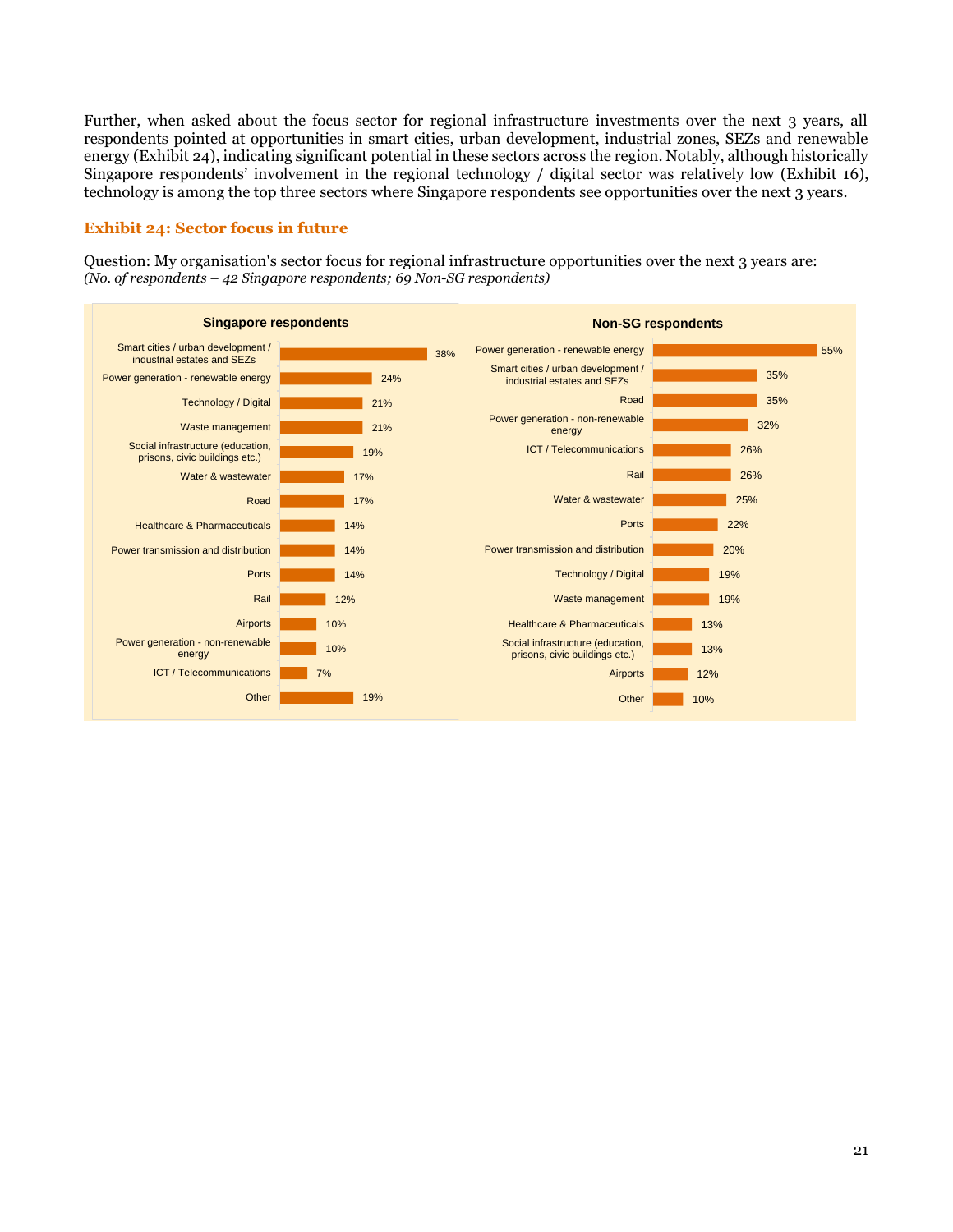Further, when asked about the focus sector for regional infrastructure investments over the next 3 years, all respondents pointed at opportunities in smart cities, urban development, industrial zones, SEZs and renewable energy (Exhibit 24), indicating significant potential in these sectors across the region. Notably, although historically Singapore respondents' involvement in the regional technology / digital sector was relatively low (Exhibit 16), technology is among the top three sectors where Singapore respondents see opportunities over the next 3 years.

### Exhibit 24: Sector focus in future

Question: My organisation's sector focus for regional infrastructure opportunities over the next 3 years are:
*(No. of respondents – 42 Singapore respondents; 69 Non-SG respondents)*

**Singapore respondents**

| Sector | % |
|---|---|
| Smart cities / urban development / industrial estates and SEZs | 38% |
| Power generation - renewable energy | 24% |
| Technology / Digital | 21% |
| Waste management | 21% |
| Social infrastructure (education, prisons, civic buildings etc.) | 19% |
| Water & wastewater | 17% |
| Road | 17% |
| Healthcare & Pharmaceuticals | 14% |
| Power transmission and distribution | 14% |
| Ports | 14% |
| Rail | 12% |
| Airports | 10% |
| Power generation - non-renewable energy | 10% |
| ICT / Telecommunications | 7% |
| Other | 19% |

**Non-SG respondents**

| Sector | % |
|---|---|
| Power generation - renewable energy | 55% |
| Smart cities / urban development / industrial estates and SEZs | 35% |
| Road | 35% |
| Power generation - non-renewable energy | 32% |
| ICT / Telecommunications | 26% |
| Rail | 26% |
| Water & wastewater | 25% |
| Ports | 22% |
| Power transmission and distribution | 20% |
| Technology / Digital | 19% |
| Waste management | 19% |
| Healthcare & Pharmaceuticals | 13% |
| Social infrastructure (education, prisons, civic buildings etc.) | 13% |
| Airports | 12% |
| Other | 10% |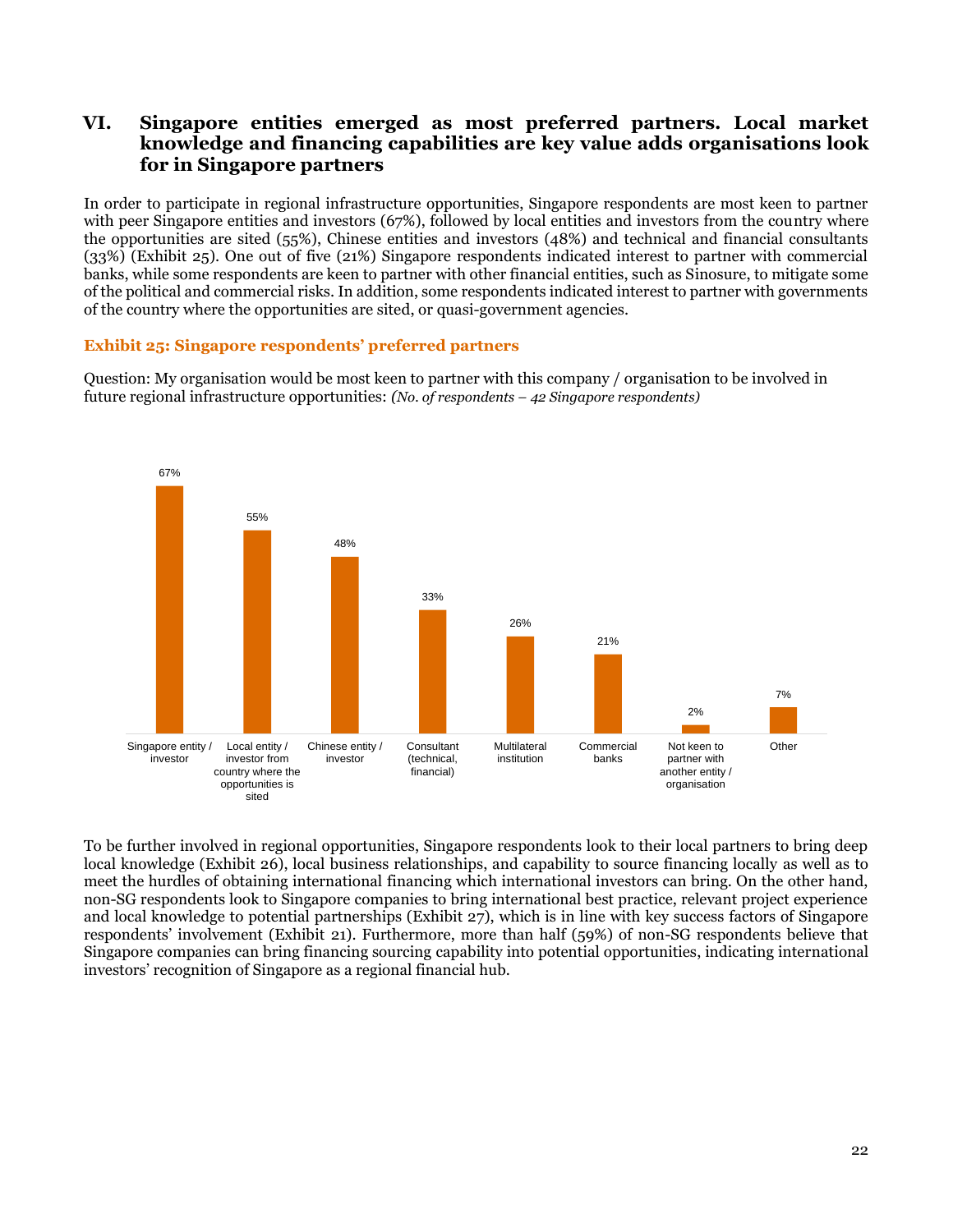## VI. Singapore entities emerged as most preferred partners. Local market knowledge and financing capabilities are key value adds organisations look for in Singapore partners

In order to participate in regional infrastructure opportunities, Singapore respondents are most keen to partner with peer Singapore entities and investors (67%), followed by local entities and investors from the country where the opportunities are sited (55%), Chinese entities and investors (48%) and technical and financial consultants (33%) (Exhibit 25). One out of five (21%) Singapore respondents indicated interest to partner with commercial banks, while some respondents are keen to partner with other financial entities, such as Sinosure, to mitigate some of the political and commercial risks. In addition, some respondents indicated interest to partner with governments of the country where the opportunities are sited, or quasi-government agencies.

**Exhibit 25: Singapore respondents' preferred partners**

Question: My organisation would be most keen to partner with this company / organisation to be involved in future regional infrastructure opportunities: *(No. of respondents – 42 Singapore respondents)*

| Partner | % |
|---|---|
| Singapore entity / investor | 67% |
| Local entity / investor from country where the opportunities is sited | 55% |
| Chinese entity / investor | 48% |
| Consultant (technical, financial) | 33% |
| Multilateral institution | 26% |
| Commercial banks | 21% |
| Not keen to partner with another entity / organisation | 2% |
| Other | 7% |

To be further involved in regional opportunities, Singapore respondents look to their local partners to bring deep local knowledge (Exhibit 26), local business relationships, and capability to source financing locally as well as to meet the hurdles of obtaining international financing which international investors can bring. On the other hand, non-SG respondents look to Singapore companies to bring international best practice, relevant project experience and local knowledge to potential partnerships (Exhibit 27), which is in line with key success factors of Singapore respondents' involvement (Exhibit 21). Furthermore, more than half (59%) of non-SG respondents believe that Singapore companies can bring financing sourcing capability into potential opportunities, indicating international investors' recognition of Singapore as a regional financial hub.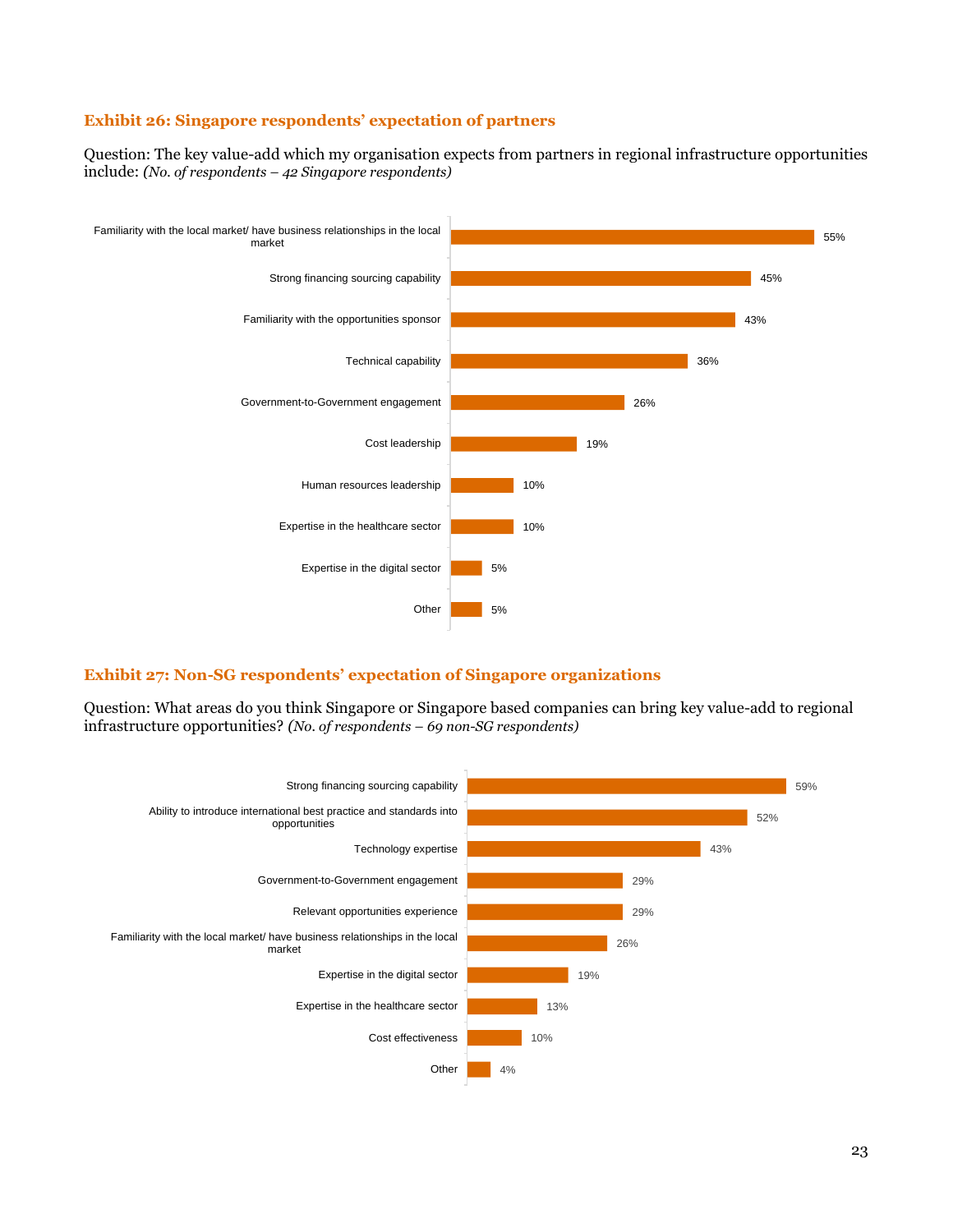### Exhibit 26: Singapore respondents' expectation of partners

Question: The key value-add which my organisation expects from partners in regional infrastructure opportunities include: *(No. of respondents – 42 Singapore respondents)*

| Value-add | % |
|---|---|
| Familiarity with the local market/ have business relationships in the local market | 55% |
| Strong financing sourcing capability | 45% |
| Familiarity with the opportunities sponsor | 43% |
| Technical capability | 36% |
| Government-to-Government engagement | 26% |
| Cost leadership | 19% |
| Human resources leadership | 10% |
| Expertise in the healthcare sector | 10% |
| Expertise in the digital sector | 5% |
| Other | 5% |

### Exhibit 27: Non-SG respondents' expectation of Singapore organizations

Question: What areas do you think Singapore or Singapore based companies can bring key value-add to regional infrastructure opportunities? *(No. of respondents – 69 non-SG respondents)*

| Value-add | % |
|---|---|
| Strong financing sourcing capability | 59% |
| Ability to introduce international best practice and standards into opportunities | 52% |
| Technology expertise | 43% |
| Government-to-Government engagement | 29% |
| Relevant opportunities experience | 29% |
| Familiarity with the local market/ have business relationships in the local market | 26% |
| Expertise in the digital sector | 19% |
| Expertise in the healthcare sector | 13% |
| Cost effectiveness | 10% |
| Other | 4% |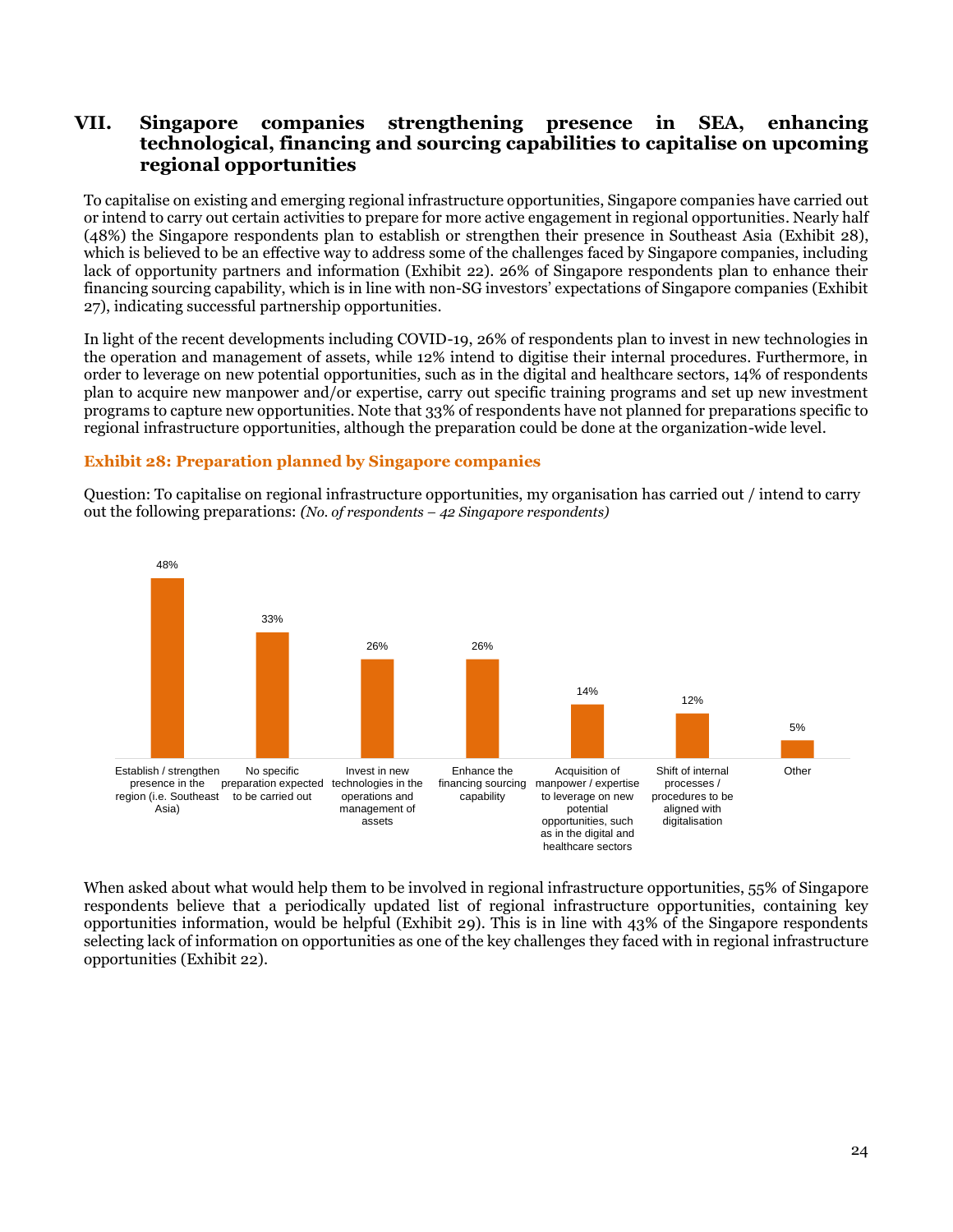## VII. Singapore companies strengthening presence in SEA, enhancing technological, financing and sourcing capabilities to capitalise on upcoming regional opportunities

To capitalise on existing and emerging regional infrastructure opportunities, Singapore companies have carried out or intend to carry out certain activities to prepare for more active engagement in regional opportunities. Nearly half (48%) the Singapore respondents plan to establish or strengthen their presence in Southeast Asia (Exhibit 28), which is believed to be an effective way to address some of the challenges faced by Singapore companies, including lack of opportunity partners and information (Exhibit 22). 26% of Singapore respondents plan to enhance their financing sourcing capability, which is in line with non-SG investors' expectations of Singapore companies (Exhibit 27), indicating successful partnership opportunities.

In light of the recent developments including COVID-19, 26% of respondents plan to invest in new technologies in the operation and management of assets, while 12% intend to digitise their internal procedures. Furthermore, in order to leverage on new potential opportunities, such as in the digital and healthcare sectors, 14% of respondents plan to acquire new manpower and/or expertise, carry out specific training programs and set up new investment programs to capture new opportunities. Note that 33% of respondents have not planned for preparations specific to regional infrastructure opportunities, although the preparation could be done at the organization-wide level.

### Exhibit 28: Preparation planned by Singapore companies

Question: To capitalise on regional infrastructure opportunities, my organisation has carried out / intend to carry out the following preparations: *(No. of respondents – 42 Singapore respondents)*

| Preparation | % |
|---|---|
| Establish / strengthen presence in the region (i.e. Southeast Asia) | 48% |
| No specific preparation expected to be carried out | 33% |
| Invest in new technologies in the operations and management of assets | 26% |
| Enhance the financing sourcing capability | 26% |
| Acquisition of manpower / expertise to leverage on new potential opportunities, such as in the digital and healthcare sectors | 14% |
| Shift of internal processes / procedures to be aligned with digitalisation | 12% |
| Other | 5% |

When asked about what would help them to be involved in regional infrastructure opportunities, 55% of Singapore respondents believe that a periodically updated list of regional infrastructure opportunities, containing key opportunities information, would be helpful (Exhibit 29). This is in line with 43% of the Singapore respondents selecting lack of information on opportunities as one of the key challenges they faced with in regional infrastructure opportunities (Exhibit 22).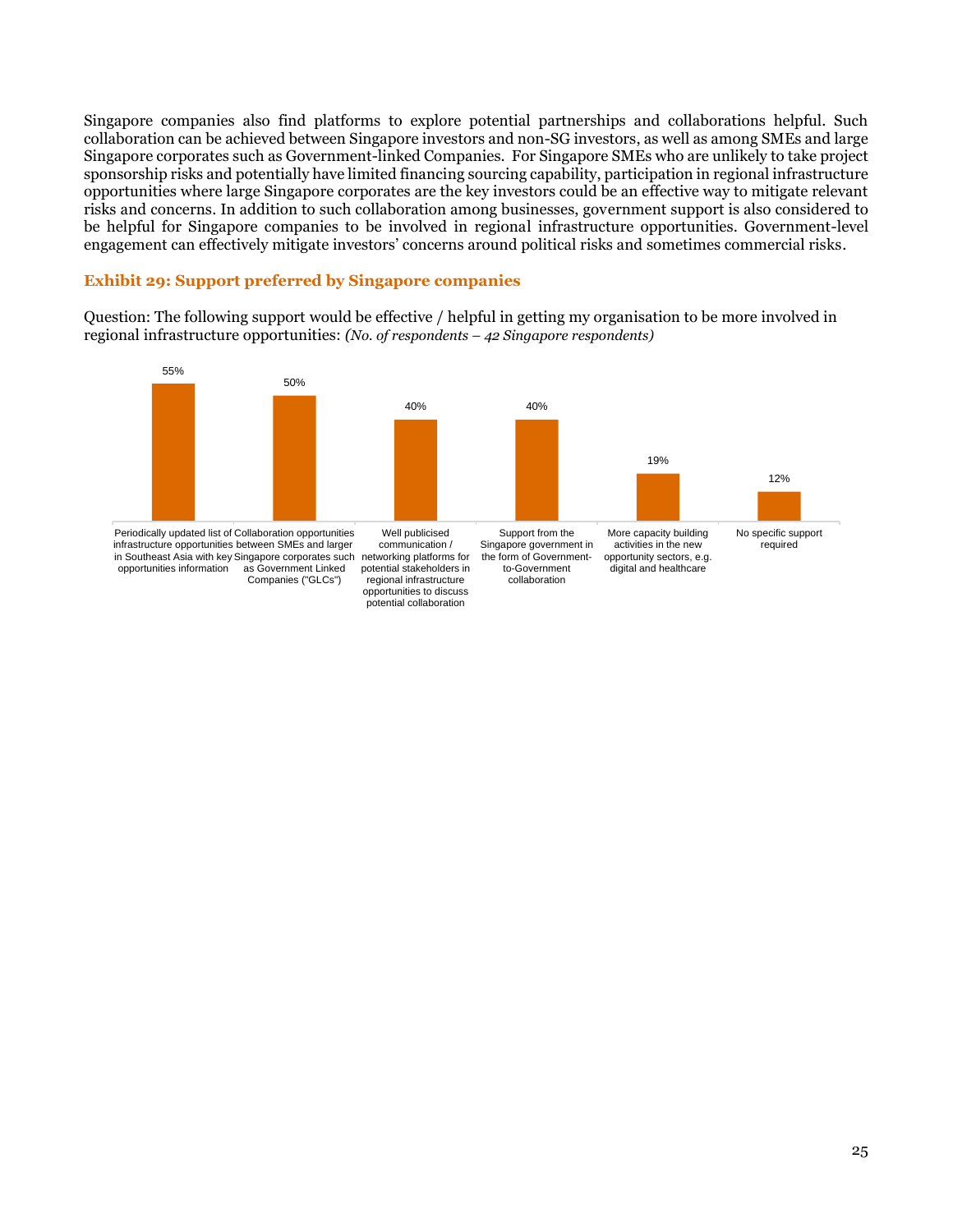Singapore companies also find platforms to explore potential partnerships and collaborations helpful. Such collaboration can be achieved between Singapore investors and non-SG investors, as well as among SMEs and large Singapore corporates such as Government-linked Companies. For Singapore SMEs who are unlikely to take project sponsorship risks and potentially have limited financing sourcing capability, participation in regional infrastructure opportunities where large Singapore corporates are the key investors could be an effective way to mitigate relevant risks and concerns. In addition to such collaboration among businesses, government support is also considered to be helpful for Singapore companies to be involved in regional infrastructure opportunities. Government-level engagement can effectively mitigate investors' concerns around political risks and sometimes commercial risks.

### Exhibit 29: Support preferred by Singapore companies

Question: The following support would be effective / helpful in getting my organisation to be more involved in regional infrastructure opportunities: *(No. of respondents – 42 Singapore respondents)*

| Support | % |
|---|---|
| Periodically updated list of infrastructure opportunities in Southeast Asia with key opportunities information | 55% |
| Collaboration opportunities between SMEs and larger Singapore corporates such as Government Linked Companies ("GLCs") | 50% |
| Well publicised communication / networking platforms for potential stakeholders in regional infrastructure opportunities to discuss potential collaboration | 40% |
| Support from the Singapore government in the form of Government-to-Government collaboration | 40% |
| More capacity building activities in the new opportunity sectors, e.g. digital and healthcare | 19% |
| No specific support required | 12% |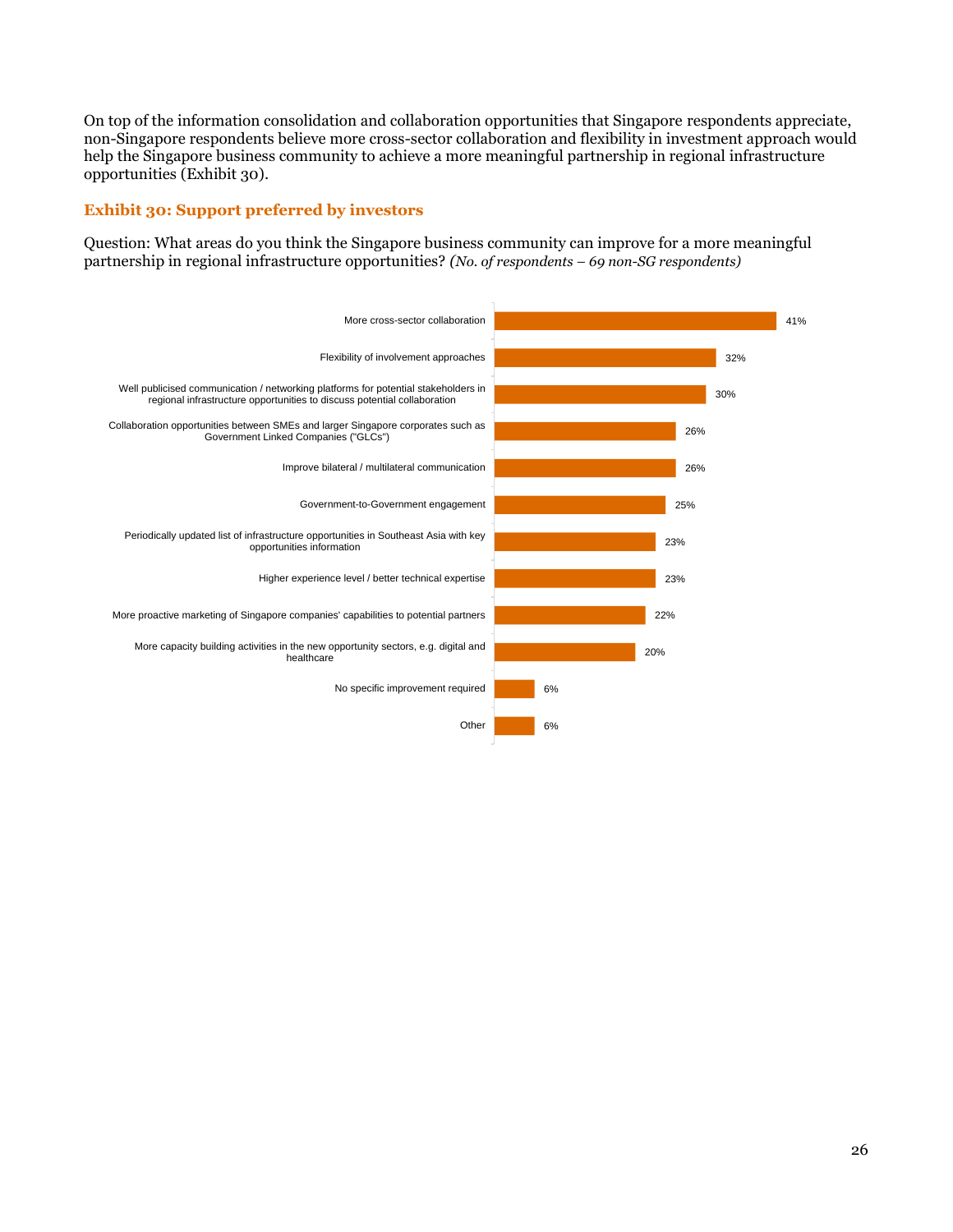On top of the information consolidation and collaboration opportunities that Singapore respondents appreciate, non-Singapore respondents believe more cross-sector collaboration and flexibility in investment approach would help the Singapore business community to achieve a more meaningful partnership in regional infrastructure opportunities (Exhibit 30).

### Exhibit 30: Support preferred by investors

Question: What areas do you think the Singapore business community can improve for a more meaningful partnership in regional infrastructure opportunities? *(No. of respondents – 69 non-SG respondents)*

| Area | % |
|---|---|
| More cross-sector collaboration | 41% |
| Flexibility of involvement approaches | 32% |
| Well publicised communication / networking platforms for potential stakeholders in regional infrastructure opportunities to discuss potential collaboration | 30% |
| Collaboration opportunities between SMEs and larger Singapore corporates such as Government Linked Companies ("GLCs") | 26% |
| Improve bilateral / multilateral communication | 26% |
| Government-to-Government engagement | 25% |
| Periodically updated list of infrastructure opportunities in Southeast Asia with key opportunities information | 23% |
| Higher experience level / better technical expertise | 23% |
| More proactive marketing of Singapore companies' capabilities to potential partners | 22% |
| More capacity building activities in the new opportunity sectors, e.g. digital and healthcare | 20% |
| No specific improvement required | 6% |
| Other | 6% |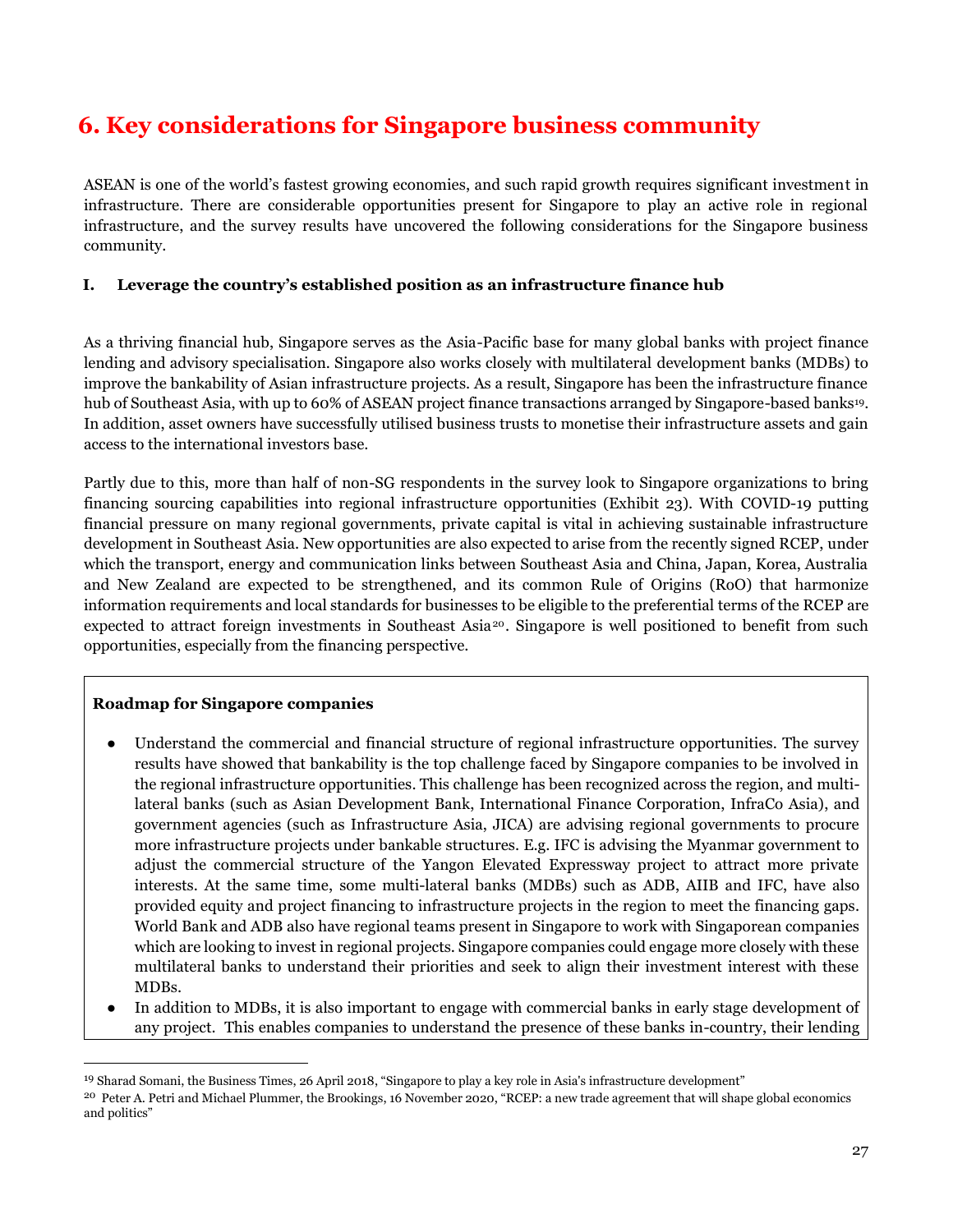# 6. Key considerations for Singapore business community

ASEAN is one of the world's fastest growing economies, and such rapid growth requires significant investment in infrastructure. There are considerable opportunities present for Singapore to play an active role in regional infrastructure, and the survey results have uncovered the following considerations for the Singapore business community.

### I. Leverage the country's established position as an infrastructure finance hub

As a thriving financial hub, Singapore serves as the Asia-Pacific base for many global banks with project finance lending and advisory specialisation. Singapore also works closely with multilateral development banks (MDBs) to improve the bankability of Asian infrastructure projects. As a result, Singapore has been the infrastructure finance hub of Southeast Asia, with up to 60% of ASEAN project finance transactions arranged by Singapore-based banks[19]. In addition, asset owners have successfully utilised business trusts to monetise their infrastructure assets and gain access to the international investors base.

Partly due to this, more than half of non-SG respondents in the survey look to Singapore organizations to bring financing sourcing capabilities into regional infrastructure opportunities (Exhibit 23). With COVID-19 putting financial pressure on many regional governments, private capital is vital in achieving sustainable infrastructure development in Southeast Asia. New opportunities are also expected to arise from the recently signed RCEP, under which the transport, energy and communication links between Southeast Asia and China, Japan, Korea, Australia and New Zealand are expected to be strengthened, and its common Rule of Origins (RoO) that harmonize information requirements and local standards for businesses to be eligible to the preferential terms of the RCEP are expected to attract foreign investments in Southeast Asia[20]. Singapore is well positioned to benefit from such opportunities, especially from the financing perspective.

**Roadmap for Singapore companies**

- Understand the commercial and financial structure of regional infrastructure opportunities. The survey results have showed that bankability is the top challenge faced by Singapore companies to be involved in the regional infrastructure opportunities. This challenge has been recognized across the region, and multi-lateral banks (such as Asian Development Bank, International Finance Corporation, InfraCo Asia), and government agencies (such as Infrastructure Asia, JICA) are advising regional governments to procure more infrastructure projects under bankable structures. E.g. IFC is advising the Myanmar government to adjust the commercial structure of the Yangon Elevated Expressway project to attract more private interests. At the same time, some multi-lateral banks (MDBs) such as ADB, AIIB and IFC, have also provided equity and project financing to infrastructure projects in the region to meet the financing gaps. World Bank and ADB also have regional teams present in Singapore to work with Singaporean companies which are looking to invest in regional projects. Singapore companies could engage more closely with these multilateral banks to understand their priorities and seek to align their investment interest with these MDBs.
- In addition to MDBs, it is also important to engage with commercial banks in early stage development of any project. This enables companies to understand the presence of these banks in-country, their lending

[19] Sharad Somani, the Business Times, 26 April 2018, "Singapore to play a key role in Asia's infrastructure development"

[20] Peter A. Petri and Michael Plummer, the Brookings, 16 November 2020, "RCEP: a new trade agreement that will shape global economics and politics"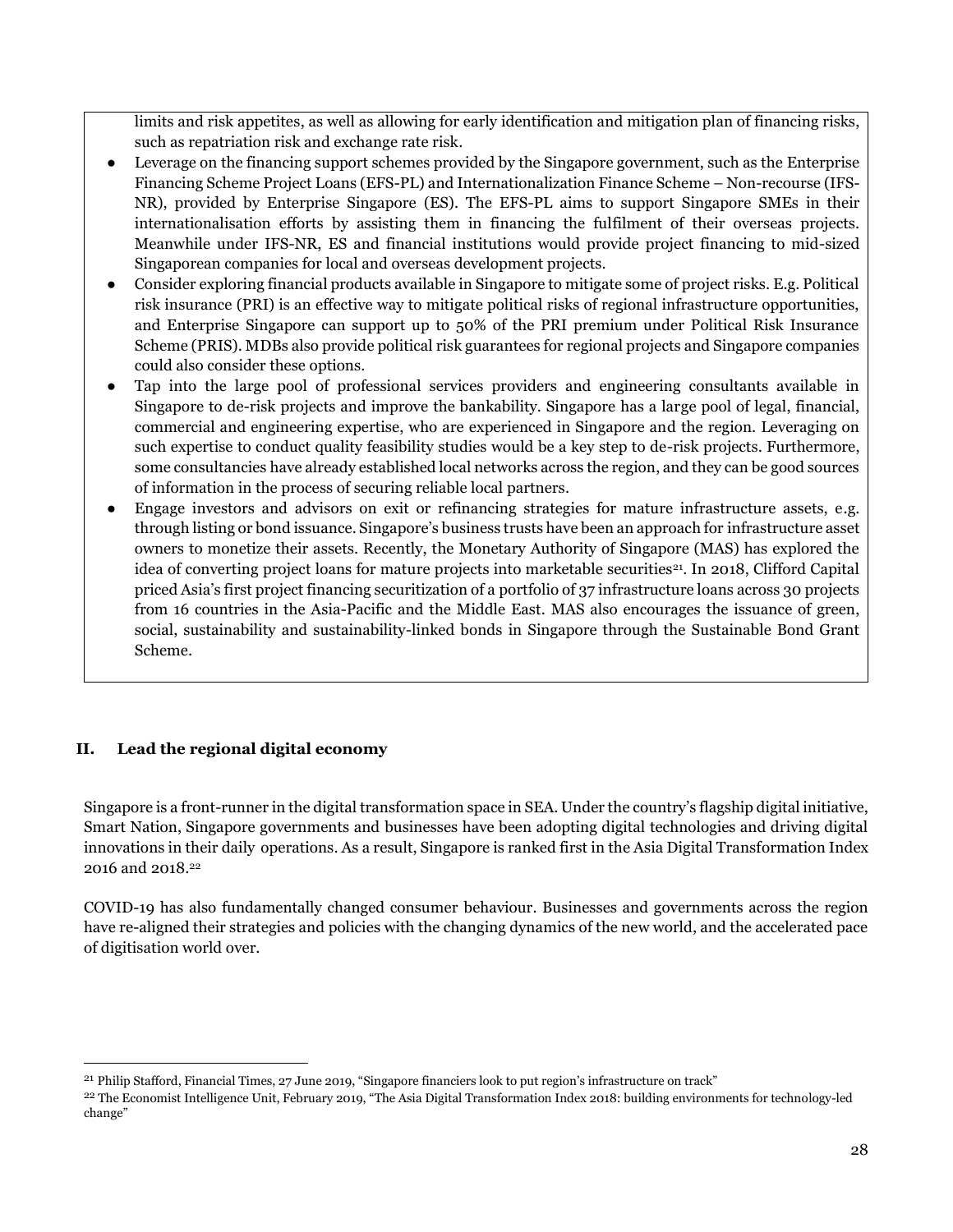limits and risk appetites, as well as allowing for early identification and mitigation plan of financing risks, such as repatriation risk and exchange rate risk.

- Leverage on the financing support schemes provided by the Singapore government, such as the Enterprise Financing Scheme Project Loans (EFS-PL) and Internationalization Finance Scheme – Non-recourse (IFS-NR), provided by Enterprise Singapore (ES). The EFS-PL aims to support Singapore SMEs in their internationalisation efforts by assisting them in financing the fulfilment of their overseas projects. Meanwhile under IFS-NR, ES and financial institutions would provide project financing to mid-sized Singaporean companies for local and overseas development projects.
- Consider exploring financial products available in Singapore to mitigate some of project risks. E.g. Political risk insurance (PRI) is an effective way to mitigate political risks of regional infrastructure opportunities, and Enterprise Singapore can support up to 50% of the PRI premium under Political Risk Insurance Scheme (PRIS). MDBs also provide political risk guarantees for regional projects and Singapore companies could also consider these options.
- Tap into the large pool of professional services providers and engineering consultants available in Singapore to de-risk projects and improve the bankability. Singapore has a large pool of legal, financial, commercial and engineering expertise, who are experienced in Singapore and the region. Leveraging on such expertise to conduct quality feasibility studies would be a key step to de-risk projects. Furthermore, some consultancies have already established local networks across the region, and they can be good sources of information in the process of securing reliable local partners.
- Engage investors and advisors on exit or refinancing strategies for mature infrastructure assets, e.g. through listing or bond issuance. Singapore's business trusts have been an approach for infrastructure asset owners to monetize their assets. Recently, the Monetary Authority of Singapore (MAS) has explored the idea of converting project loans for mature projects into marketable securities[21]. In 2018, Clifford Capital priced Asia's first project financing securitization of a portfolio of 37 infrastructure loans across 30 projects from 16 countries in the Asia-Pacific and the Middle East. MAS also encourages the issuance of green, social, sustainability and sustainability-linked bonds in Singapore through the Sustainable Bond Grant Scheme.

## II. Lead the regional digital economy

Singapore is a front-runner in the digital transformation space in SEA. Under the country's flagship digital initiative, Smart Nation, Singapore governments and businesses have been adopting digital technologies and driving digital innovations in their daily operations. As a result, Singapore is ranked first in the Asia Digital Transformation Index 2016 and 2018.[22]

COVID-19 has also fundamentally changed consumer behaviour. Businesses and governments across the region have re-aligned their strategies and policies with the changing dynamics of the new world, and the accelerated pace of digitisation world over.

---

[21] Philip Stafford, Financial Times, 27 June 2019, "Singapore financiers look to put region's infrastructure on track"

[22] The Economist Intelligence Unit, February 2019, "The Asia Digital Transformation Index 2018: building environments for technology-led change"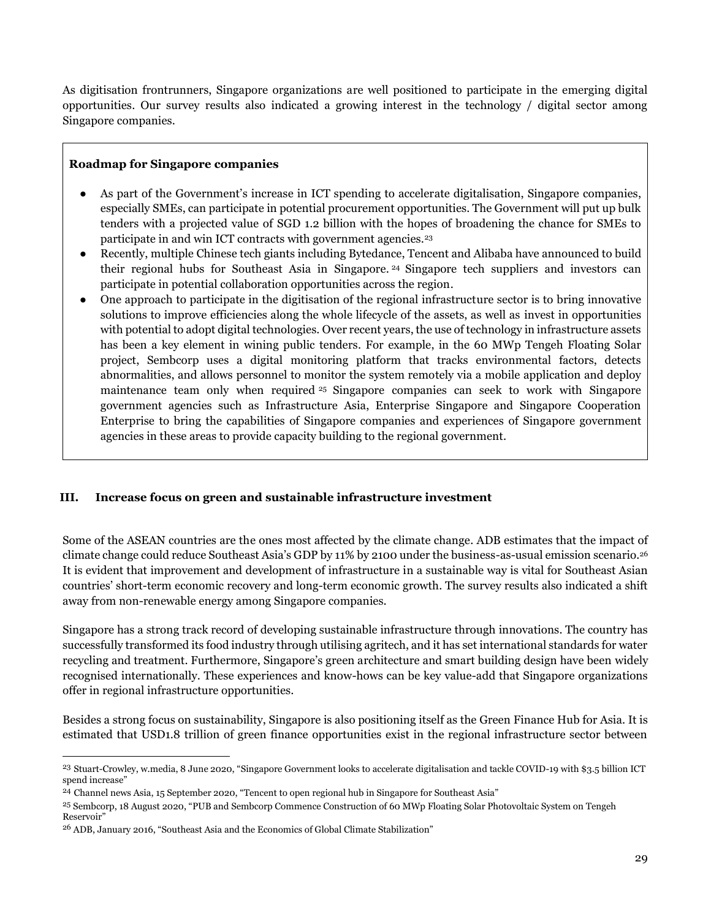As digitisation frontrunners, Singapore organizations are well positioned to participate in the emerging digital opportunities. Our survey results also indicated a growing interest in the technology / digital sector among Singapore companies.

**Roadmap for Singapore companies**

- As part of the Government's increase in ICT spending to accelerate digitalisation, Singapore companies, especially SMEs, can participate in potential procurement opportunities. The Government will put up bulk tenders with a projected value of SGD 1.2 billion with the hopes of broadening the chance for SMEs to participate in and win ICT contracts with government agencies.[23]
- Recently, multiple Chinese tech giants including Bytedance, Tencent and Alibaba have announced to build their regional hubs for Southeast Asia in Singapore.[24] Singapore tech suppliers and investors can participate in potential collaboration opportunities across the region.
- One approach to participate in the digitisation of the regional infrastructure sector is to bring innovative solutions to improve efficiencies along the whole lifecycle of the assets, as well as invest in opportunities with potential to adopt digital technologies. Over recent years, the use of technology in infrastructure assets has been a key element in wining public tenders. For example, in the 60 MWp Tengeh Floating Solar project, Sembcorp uses a digital monitoring platform that tracks environmental factors, detects abnormalities, and allows personnel to monitor the system remotely via a mobile application and deploy maintenance team only when required[25] Singapore companies can seek to work with Singapore government agencies such as Infrastructure Asia, Enterprise Singapore and Singapore Cooperation Enterprise to bring the capabilities of Singapore companies and experiences of Singapore government agencies in these areas to provide capacity building to the regional government.

### III. Increase focus on green and sustainable infrastructure investment

Some of the ASEAN countries are the ones most affected by the climate change. ADB estimates that the impact of climate change could reduce Southeast Asia's GDP by 11% by 2100 under the business-as-usual emission scenario.[26] It is evident that improvement and development of infrastructure in a sustainable way is vital for Southeast Asian countries' short-term economic recovery and long-term economic growth. The survey results also indicated a shift away from non-renewable energy among Singapore companies.

Singapore has a strong track record of developing sustainable infrastructure through innovations. The country has successfully transformed its food industry through utilising agritech, and it has set international standards for water recycling and treatment. Furthermore, Singapore's green architecture and smart building design have been widely recognised internationally. These experiences and know-hows can be key value-add that Singapore organizations offer in regional infrastructure opportunities.

Besides a strong focus on sustainability, Singapore is also positioning itself as the Green Finance Hub for Asia. It is estimated that USD1.8 trillion of green finance opportunities exist in the regional infrastructure sector between

---

[23] Stuart-Crowley, w.media, 8 June 2020, "Singapore Government looks to accelerate digitalisation and tackle COVID-19 with $3.5 billion ICT spend increase"

[24] Channel news Asia, 15 September 2020, "Tencent to open regional hub in Singapore for Southeast Asia"

[25] Sembcorp, 18 August 2020, "PUB and Sembcorp Commence Construction of 60 MWp Floating Solar Photovoltaic System on Tengeh Reservoir"

[26] ADB, January 2016, "Southeast Asia and the Economics of Global Climate Stabilization"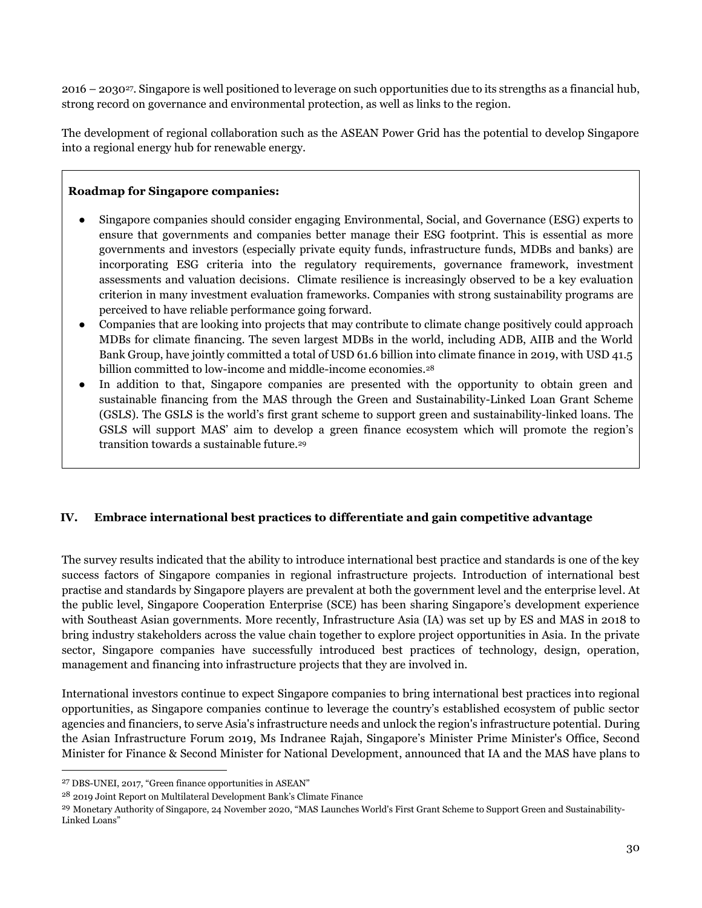2016 – 2030[27]. Singapore is well positioned to leverage on such opportunities due to its strengths as a financial hub, strong record on governance and environmental protection, as well as links to the region.

The development of regional collaboration such as the ASEAN Power Grid has the potential to develop Singapore into a regional energy hub for renewable energy.

**Roadmap for Singapore companies:**

- Singapore companies should consider engaging Environmental, Social, and Governance (ESG) experts to ensure that governments and companies better manage their ESG footprint. This is essential as more governments and investors (especially private equity funds, infrastructure funds, MDBs and banks) are incorporating ESG criteria into the regulatory requirements, governance framework, investment assessments and valuation decisions. Climate resilience is increasingly observed to be a key evaluation criterion in many investment evaluation frameworks. Companies with strong sustainability programs are perceived to have reliable performance going forward.
- Companies that are looking into projects that may contribute to climate change positively could approach MDBs for climate financing. The seven largest MDBs in the world, including ADB, AIIB and the World Bank Group, have jointly committed a total of USD 61.6 billion into climate finance in 2019, with USD 41.5 billion committed to low-income and middle-income economies.[28]
- In addition to that, Singapore companies are presented with the opportunity to obtain green and sustainable financing from the MAS through the Green and Sustainability-Linked Loan Grant Scheme (GSLS). The GSLS is the world's first grant scheme to support green and sustainability-linked loans. The GSLS will support MAS' aim to develop a green finance ecosystem which will promote the region's transition towards a sustainable future.[29]

## IV. Embrace international best practices to differentiate and gain competitive advantage

The survey results indicated that the ability to introduce international best practice and standards is one of the key success factors of Singapore companies in regional infrastructure projects. Introduction of international best practise and standards by Singapore players are prevalent at both the government level and the enterprise level. At the public level, Singapore Cooperation Enterprise (SCE) has been sharing Singapore's development experience with Southeast Asian governments. More recently, Infrastructure Asia (IA) was set up by ES and MAS in 2018 to bring industry stakeholders across the value chain together to explore project opportunities in Asia. In the private sector, Singapore companies have successfully introduced best practices of technology, design, operation, management and financing into infrastructure projects that they are involved in.

International investors continue to expect Singapore companies to bring international best practices into regional opportunities, as Singapore companies continue to leverage the country's established ecosystem of public sector agencies and financiers, to serve Asia's infrastructure needs and unlock the region's infrastructure potential. During the Asian Infrastructure Forum 2019, Ms Indranee Rajah, Singapore's Minister Prime Minister's Office, Second Minister for Finance & Second Minister for National Development, announced that IA and the MAS have plans to

---

[27] DBS-UNEI, 2017, "Green finance opportunities in ASEAN"

[28] 2019 Joint Report on Multilateral Development Bank's Climate Finance

[29] Monetary Authority of Singapore, 24 November 2020, "MAS Launches World's First Grant Scheme to Support Green and Sustainability-Linked Loans"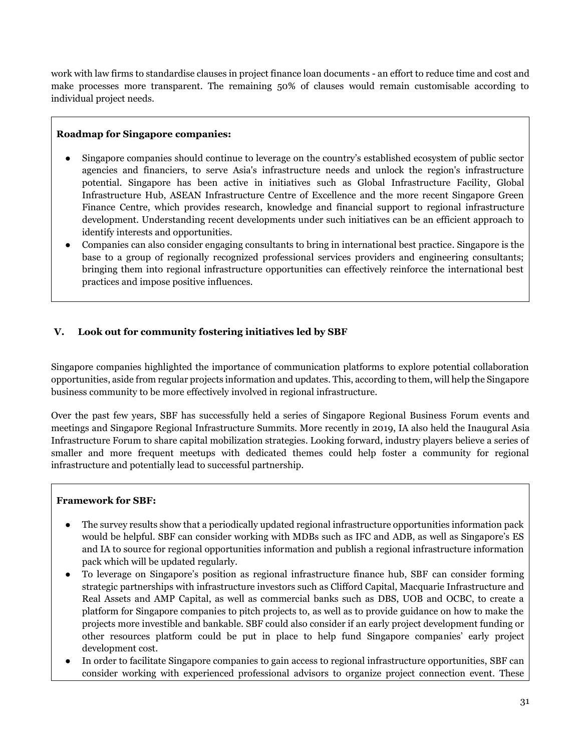work with law firms to standardise clauses in project finance loan documents - an effort to reduce time and cost and make processes more transparent. The remaining 50% of clauses would remain customisable according to individual project needs.

**Roadmap for Singapore companies:**

- Singapore companies should continue to leverage on the country's established ecosystem of public sector agencies and financiers, to serve Asia's infrastructure needs and unlock the region's infrastructure potential. Singapore has been active in initiatives such as Global Infrastructure Facility, Global Infrastructure Hub, ASEAN Infrastructure Centre of Excellence and the more recent Singapore Green Finance Centre, which provides research, knowledge and financial support to regional infrastructure development. Understanding recent developments under such initiatives can be an efficient approach to identify interests and opportunities.
- Companies can also consider engaging consultants to bring in international best practice. Singapore is the base to a group of regionally recognized professional services providers and engineering consultants; bringing them into regional infrastructure opportunities can effectively reinforce the international best practices and impose positive influences.

## V. Look out for community fostering initiatives led by SBF

Singapore companies highlighted the importance of communication platforms to explore potential collaboration opportunities, aside from regular projects information and updates. This, according to them, will help the Singapore business community to be more effectively involved in regional infrastructure.

Over the past few years, SBF has successfully held a series of Singapore Regional Business Forum events and meetings and Singapore Regional Infrastructure Summits. More recently in 2019, IA also held the Inaugural Asia Infrastructure Forum to share capital mobilization strategies. Looking forward, industry players believe a series of smaller and more frequent meetups with dedicated themes could help foster a community for regional infrastructure and potentially lead to successful partnership.

**Framework for SBF:**

- The survey results show that a periodically updated regional infrastructure opportunities information pack would be helpful. SBF can consider working with MDBs such as IFC and ADB, as well as Singapore's ES and IA to source for regional opportunities information and publish a regional infrastructure information pack which will be updated regularly.
- To leverage on Singapore's position as regional infrastructure finance hub, SBF can consider forming strategic partnerships with infrastructure investors such as Clifford Capital, Macquarie Infrastructure and Real Assets and AMP Capital, as well as commercial banks such as DBS, UOB and OCBC, to create a platform for Singapore companies to pitch projects to, as well as to provide guidance on how to make the projects more investible and bankable. SBF could also consider if an early project development funding or other resources platform could be put in place to help fund Singapore companies' early project development cost.
- In order to facilitate Singapore companies to gain access to regional infrastructure opportunities, SBF can consider working with experienced professional advisors to organize project connection event. These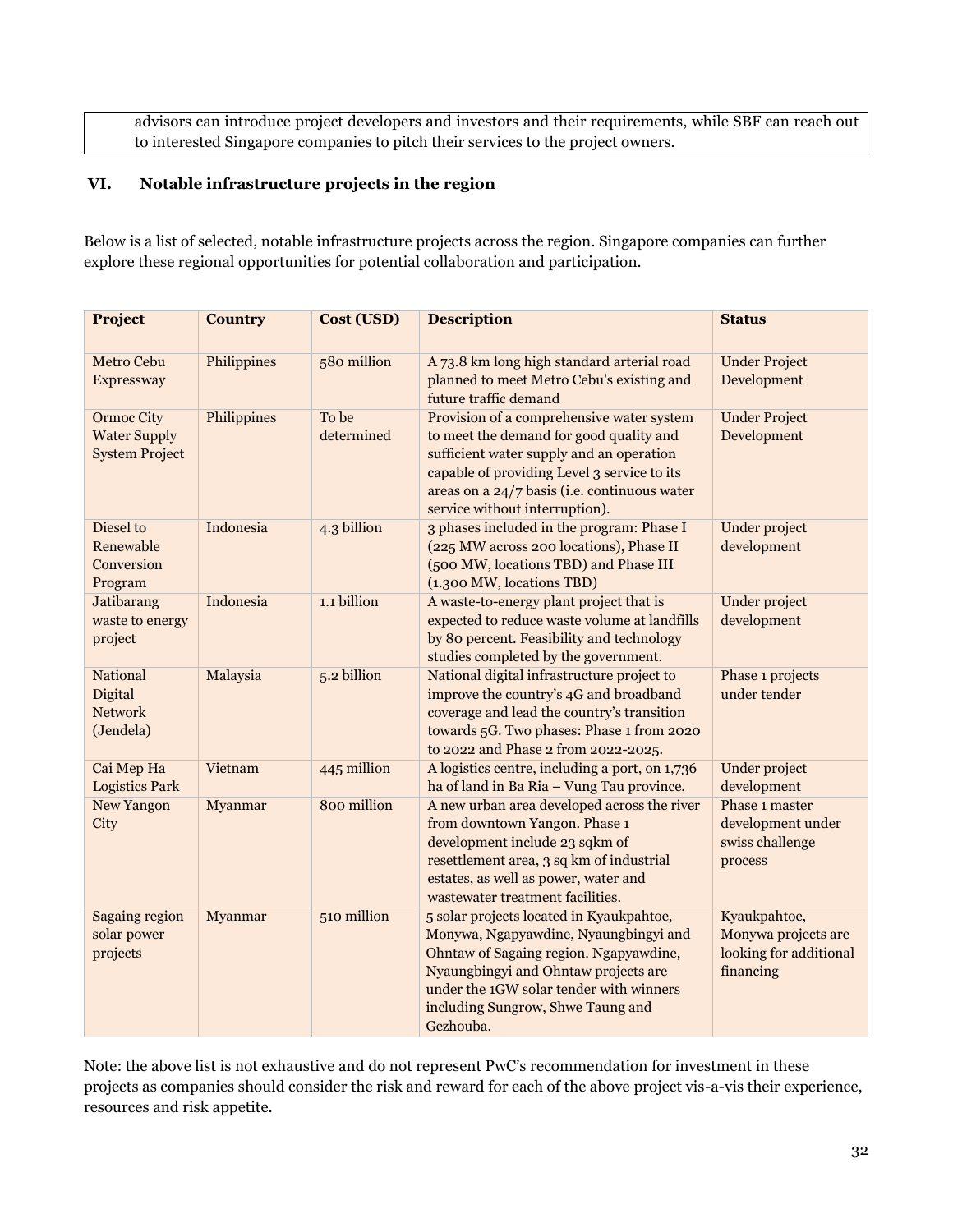advisors can introduce project developers and investors and their requirements, while SBF can reach out to interested Singapore companies to pitch their services to the project owners.

## VI. Notable infrastructure projects in the region

Below is a list of selected, notable infrastructure projects across the region. Singapore companies can further explore these regional opportunities for potential collaboration and participation.

| Project | Country | Cost (USD) | Description | Status |
|---|---|---|---|---|
| Metro Cebu Expressway | Philippines | 580 million | A 73.8 km long high standard arterial road planned to meet Metro Cebu's existing and future traffic demand | Under Project Development |
| Ormoc City Water Supply System Project | Philippines | To be determined | Provision of a comprehensive water system to meet the demand for good quality and sufficient water supply and an operation capable of providing Level 3 service to its areas on a 24/7 basis (i.e. continuous water service without interruption). | Under Project Development |
| Diesel to Renewable Conversion Program | Indonesia | 4.3 billion | 3 phases included in the program: Phase I (225 MW across 200 locations), Phase II (500 MW, locations TBD) and Phase III (1.300 MW, locations TBD) | Under project development |
| Jatibarang waste to energy project | Indonesia | 1.1 billion | A waste-to-energy plant project that is expected to reduce waste volume at landfills by 80 percent. Feasibility and technology studies completed by the government. | Under project development |
| National Digital Network (Jendela) | Malaysia | 5.2 billion | National digital infrastructure project to improve the country's 4G and broadband coverage and lead the country's transition towards 5G. Two phases: Phase 1 from 2020 to 2022 and Phase 2 from 2022-2025. | Phase 1 projects under tender |
| Cai Mep Ha Logistics Park | Vietnam | 445 million | A logistics centre, including a port, on 1,736 ha of land in Ba Ria – Vung Tau province. | Under project development |
| New Yangon City | Myanmar | 800 million | A new urban area developed across the river from downtown Yangon. Phase 1 development include 23 sqkm of resettlement area, 3 sq km of industrial estates, as well as power, water and wastewater treatment facilities. | Phase 1 master development under swiss challenge process |
| Sagaing region solar power projects | Myanmar | 510 million | 5 solar projects located in Kyaukpahtoe, Monywa, Ngapyawdine, Nyaungbingyi and Ohntaw of Sagaing region. Ngapyawdine, Nyaungbingyi and Ohntaw projects are under the 1GW solar tender with winners including Sungrow, Shwe Taung and Gezhouba. | Kyaukpahtoe, Monywa projects are looking for additional financing |

Note: the above list is not exhaustive and do not represent PwC's recommendation for investment in these projects as companies should consider the risk and reward for each of the above project vis-a-vis their experience, resources and risk appetite.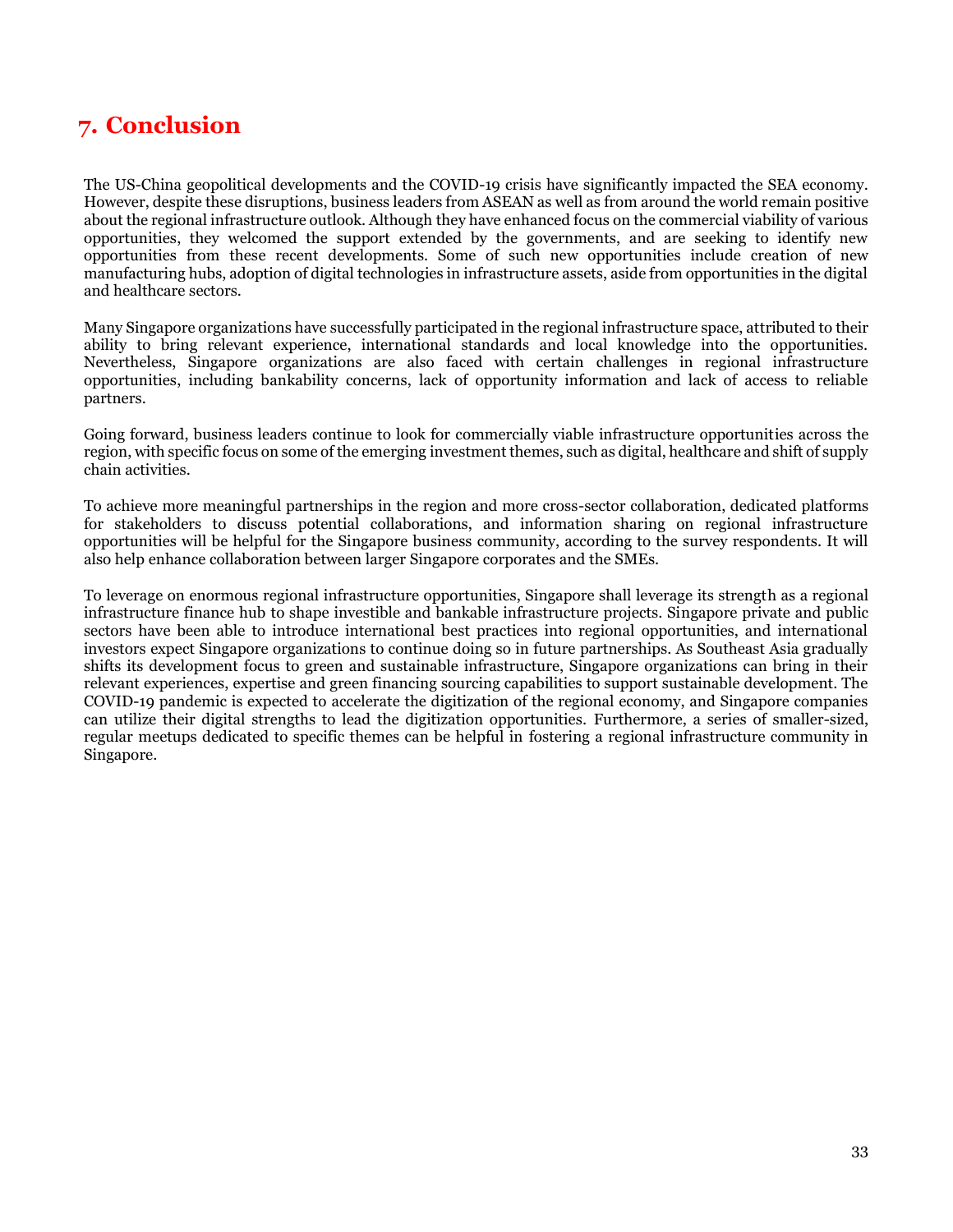# 7. Conclusion

The US-China geopolitical developments and the COVID-19 crisis have significantly impacted the SEA economy. However, despite these disruptions, business leaders from ASEAN as well as from around the world remain positive about the regional infrastructure outlook. Although they have enhanced focus on the commercial viability of various opportunities, they welcomed the support extended by the governments, and are seeking to identify new opportunities from these recent developments. Some of such new opportunities include creation of new manufacturing hubs, adoption of digital technologies in infrastructure assets, aside from opportunities in the digital and healthcare sectors.

Many Singapore organizations have successfully participated in the regional infrastructure space, attributed to their ability to bring relevant experience, international standards and local knowledge into the opportunities. Nevertheless, Singapore organizations are also faced with certain challenges in regional infrastructure opportunities, including bankability concerns, lack of opportunity information and lack of access to reliable partners.

Going forward, business leaders continue to look for commercially viable infrastructure opportunities across the region, with specific focus on some of the emerging investment themes, such as digital, healthcare and shift of supply chain activities.

To achieve more meaningful partnerships in the region and more cross-sector collaboration, dedicated platforms for stakeholders to discuss potential collaborations, and information sharing on regional infrastructure opportunities will be helpful for the Singapore business community, according to the survey respondents. It will also help enhance collaboration between larger Singapore corporates and the SMEs.

To leverage on enormous regional infrastructure opportunities, Singapore shall leverage its strength as a regional infrastructure finance hub to shape investible and bankable infrastructure projects. Singapore private and public sectors have been able to introduce international best practices into regional opportunities, and international investors expect Singapore organizations to continue doing so in future partnerships. As Southeast Asia gradually shifts its development focus to green and sustainable infrastructure, Singapore organizations can bring in their relevant experiences, expertise and green financing sourcing capabilities to support sustainable development. The COVID-19 pandemic is expected to accelerate the digitization of the regional economy, and Singapore companies can utilize their digital strengths to lead the digitization opportunities. Furthermore, a series of smaller-sized, regular meetups dedicated to specific themes can be helpful in fostering a regional infrastructure community in Singapore.